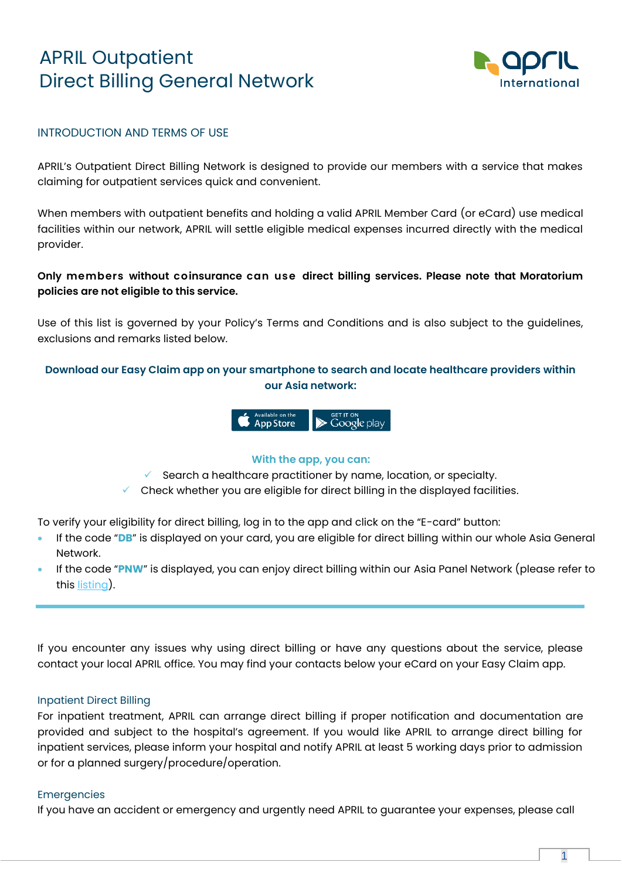# APRIL Outpatient Direct Billing General Network

## INTRODUCTION AND TERMS OF USE

APRIL's Outpatient Direct Billing Network is designed to provide our members with a service that makes claiming for outpatient services quick and convenient.

When members with outpatient benefits and holding a valid APRIL Member Card (or eCard) use medical facilities within our network, APRIL will settle eligible medical expenses incurred directly with the medical provider.

**Only members without coinsurance can use direct billing services. Please note that Moratorium policies are not eligible to this service.**

Use of this list is governed by your Policy's Terms and Conditions and is also subject to the guidelines, exclusions and remarks listed below.

**Download our Easy Claim app on your smartphone to search and locate healthcare providers within our Asia network:**

**With the app, you can:**

- ✓ Search a healthcare practitioner by name, location, or specialty.
- ✓ Check whether you are eligible for direct billing in the displayed facilities.

To verify your eligibility for direct billing, log in to the app and click on the "E-card" button:

- If the code "**DB**" is displayed on your card, you are eligible for direct billing within our whole Asia General Network.
- If the code "**PNW**" is displayed, you can enjoy direct billing within our Asia Panel Network (please refer to this listing).

---

If you encounter any issues why using direct billing or have any questions about the service, please contact your local APRIL office. You may find your contacts below your eCard on your Easy Claim app.

### Inpatient Direct Billing

For inpatient treatment, APRIL can arrange direct billing if proper notification and documentation are provided and subject to the hospital's agreement. If you would like APRIL to arrange direct billing for inpatient services, please inform your hospital and notify APRIL at least 5 working days prior to admission or for a planned surgery/procedure/operation.

### Emergencies

If you have an accident or emergency and urgently need APRIL to guarantee your expenses, please call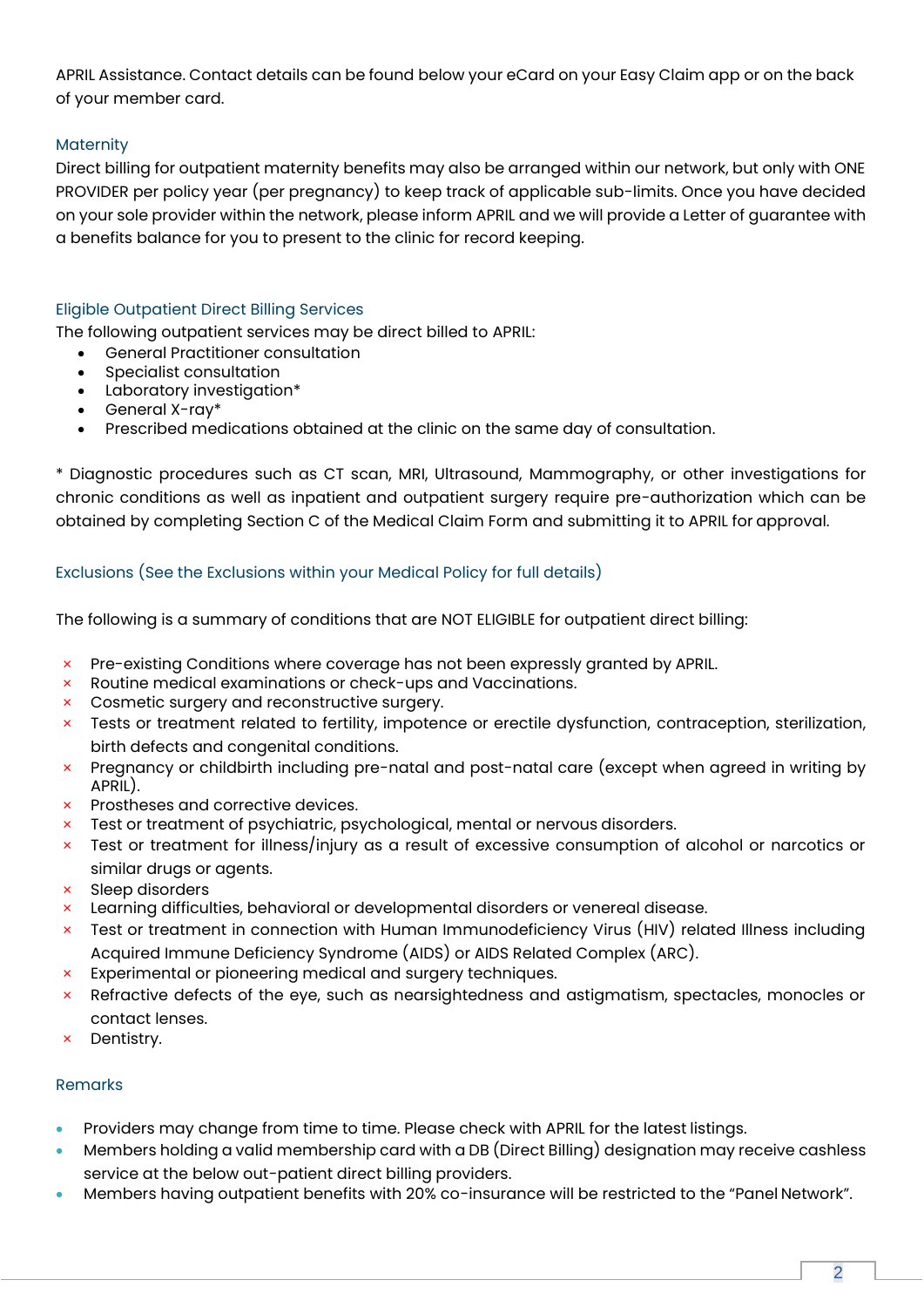APRIL Assistance. Contact details can be found below your eCard on your Easy Claim app or on the back of your member card.

### Maternity

Direct billing for outpatient maternity benefits may also be arranged within our network, but only with ONE PROVIDER per policy year (per pregnancy) to keep track of applicable sub-limits. Once you have decided on your sole provider within the network, please inform APRIL and we will provide a Letter of guarantee with a benefits balance for you to present to the clinic for record keeping.

### Eligible Outpatient Direct Billing Services

The following outpatient services may be direct billed to APRIL:

- General Practitioner consultation
- Specialist consultation
- Laboratory investigation*
- General X-ray*
- Prescribed medications obtained at the clinic on the same day of consultation.

* Diagnostic procedures such as CT scan, MRI, Ultrasound, Mammography, or other investigations for chronic conditions as well as inpatient and outpatient surgery require pre-authorization which can be obtained by completing Section C of the Medical Claim Form and submitting it to APRIL for approval.

### Exclusions (See the Exclusions within your Medical Policy for full details)

The following is a summary of conditions that are NOT ELIGIBLE for outpatient direct billing:

- × Pre-existing Conditions where coverage has not been expressly granted by APRIL.
- × Routine medical examinations or check-ups and Vaccinations.
- × Cosmetic surgery and reconstructive surgery.
- × Tests or treatment related to fertility, impotence or erectile dysfunction, contraception, sterilization, birth defects and congenital conditions.
- × Pregnancy or childbirth including pre-natal and post-natal care (except when agreed in writing by APRIL).
- × Prostheses and corrective devices.
- × Test or treatment of psychiatric, psychological, mental or nervous disorders.
- × Test or treatment for illness/injury as a result of excessive consumption of alcohol or narcotics or similar drugs or agents.
- × Sleep disorders
- × Learning difficulties, behavioral or developmental disorders or venereal disease.
- × Test or treatment in connection with Human Immunodeficiency Virus (HIV) related Illness including Acquired Immune Deficiency Syndrome (AIDS) or AIDS Related Complex (ARC).
- × Experimental or pioneering medical and surgery techniques.
- × Refractive defects of the eye, such as nearsightedness and astigmatism, spectacles, monocles or contact lenses.
- × Dentistry.

### Remarks

- Providers may change from time to time. Please check with APRIL for the latest listings.
- Members holding a valid membership card with a DB (Direct Billing) designation may receive cashless service at the below out-patient direct billing providers.
- Members having outpatient benefits with 20% co-insurance will be restricted to the "Panel Network".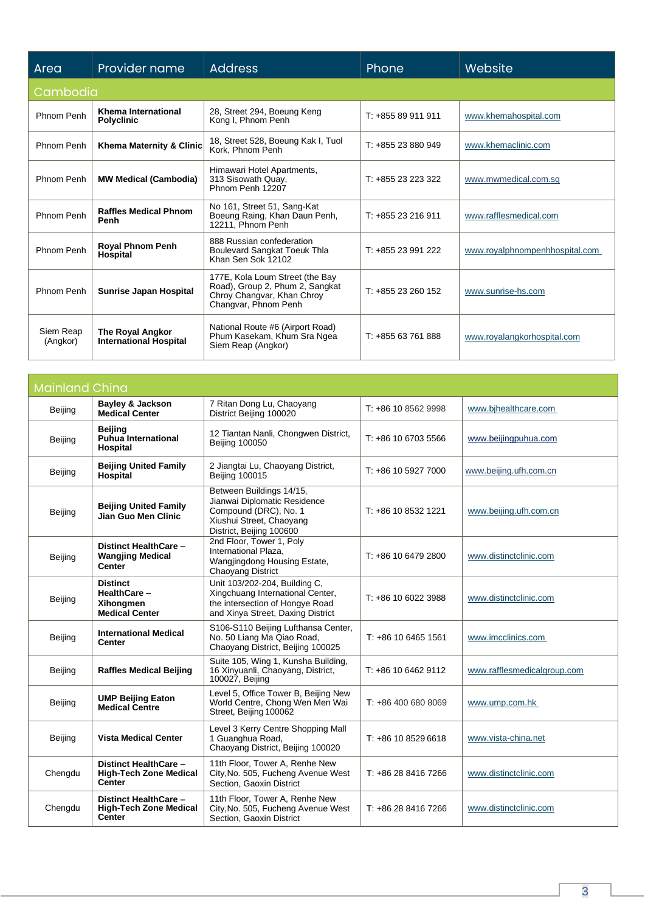| Area | Provider name | Address | Phone | Website |
|---|---|---|---|---|
| **Cambodia** | | | | |
| Phnom Penh | **Khema International Polyclinic** | 28, Street 294, Boeung Keng Kong I, Phnom Penh | T: +855 89 911 911 | www.khemahospital.com |
| Phnom Penh | **Khema Maternity & Clinic** | 18, Street 528, Boeung Kak I, Tuol Kork, Phnom Penh | T: +855 23 880 949 | www.khemaclinic.com |
| Phnom Penh | **MW Medical (Cambodia)** | Himawari Hotel Apartments, 313 Sisowath Quay, Phnom Penh 12207 | T: +855 23 223 322 | www.mwmedical.com.sg |
| Phnom Penh | **Raffles Medical Phnom Penh** | No 161, Street 51, Sang-Kat Boeung Raing, Khan Daun Penh, 12211, Phnom Penh | T: +855 23 216 911 | www.rafflesmedical.com |
| Phnom Penh | **Royal Phnom Penh Hospital** | 888 Russian confederation Boulevard Sangkat Toeuk Thla Khan Sen Sok 12102 | T: +855 23 991 222 | www.royalphnompenhhospital.com |
| Phnom Penh | **Sunrise Japan Hospital** | 177E, Kola Loum Street (the Bay Road), Group 2, Phum 2, Sangkat Chroy Changvar, Khan Chroy Changvar, Phnom Penh | T: +855 23 260 152 | www.sunrise-hs.com |
| Siem Reap (Angkor) | **The Royal Angkor International Hospital** | National Route #6 (Airport Road) Phum Kasekam, Khum Sra Ngea Siem Reap (Angkor) | T: +855 63 761 888 | www.royalangkorhospital.com |

| Area | Provider name | Address | Phone | Website |
|---|---|---|---|---|
| **Mainland China** | | | | |
| Beijing | **Bayley & Jackson Medical Center** | 7 Ritan Dong Lu, Chaoyang District Beijing 100020 | T: +86 10 8562 9998 | www.bjhealthcare.com |
| Beijing | **Beijing Puhua International Hospital** | 12 Tiantan Nanli, Chongwen District, Beijing 100050 | T: +86 10 6703 5566 | www.beijingpuhua.com |
| Beijing | **Beijing United Family Hospital** | 2 Jiangtai Lu, Chaoyang District, Beijing 100015 | T: +86 10 5927 7000 | www.beijing.ufh.com.cn |
| Beijing | **Beijing United Family Jian Guo Men Clinic** | Between Buildings 14/15, Jianwai Diplomatic Residence Compound (DRC), No. 1 Xiushui Street, Chaoyang District, Beijing 100600 | T: +86 10 8532 1221 | www.beijing.ufh.com.cn |
| Beijing | **Distinct HealthCare – Wangjing Medical Center** | 2nd Floor, Tower 1, Poly International Plaza, Wangjingdong Housing Estate, Chaoyang District | T: +86 10 6479 2800 | www.distinctclinic.com |
| Beijing | **Distinct HealthCare – Xihongmen Medical Center** | Unit 103/202-204, Building C, Xingchuang International Center, the intersection of Hongye Road and Xinya Street, Daxing District | T: +86 10 6022 3988 | www.distinctclinic.com |
| Beijing | **International Medical Center** | S106-S110 Beijing Lufthansa Center, No. 50 Liang Ma Qiao Road, Chaoyang District, Beijing 100025 | T: +86 10 6465 1561 | www.imcclinics.com |
| Beijing | **Raffles Medical Beijing** | Suite 105, Wing 1, Kunsha Building, 16 Xinyuanli, Chaoyang, District, 100027, Beijing | T: +86 10 6462 9112 | www.rafflesmedicalgroup.com |
| Beijing | **UMP Beijing Eaton Medical Centre** | Level 5, Office Tower B, Beijing New World Centre, Chong Wen Men Wai Street, Beijing 100062 | T: +86 400 680 8069 | www.ump.com.hk |
| Beijing | **Vista Medical Center** | Level 3 Kerry Centre Shopping Mall 1 Guanghua Road, Chaoyang District, Beijing 100020 | T: +86 10 8529 6618 | www.vista-china.net |
| Chengdu | **Distinct HealthCare – High-Tech Zone Medical Center** | 11th Floor, Tower A, Renhe New City,No. 505, Fucheng Avenue West Section, Gaoxin District | T: +86 28 8416 7266 | www.distinctclinic.com |
| Chengdu | **Distinct HealthCare – High-Tech Zone Medical Center** | 11th Floor, Tower A, Renhe New City,No. 505, Fucheng Avenue West Section, Gaoxin District | T: +86 28 8416 7266 | www.distinctclinic.com |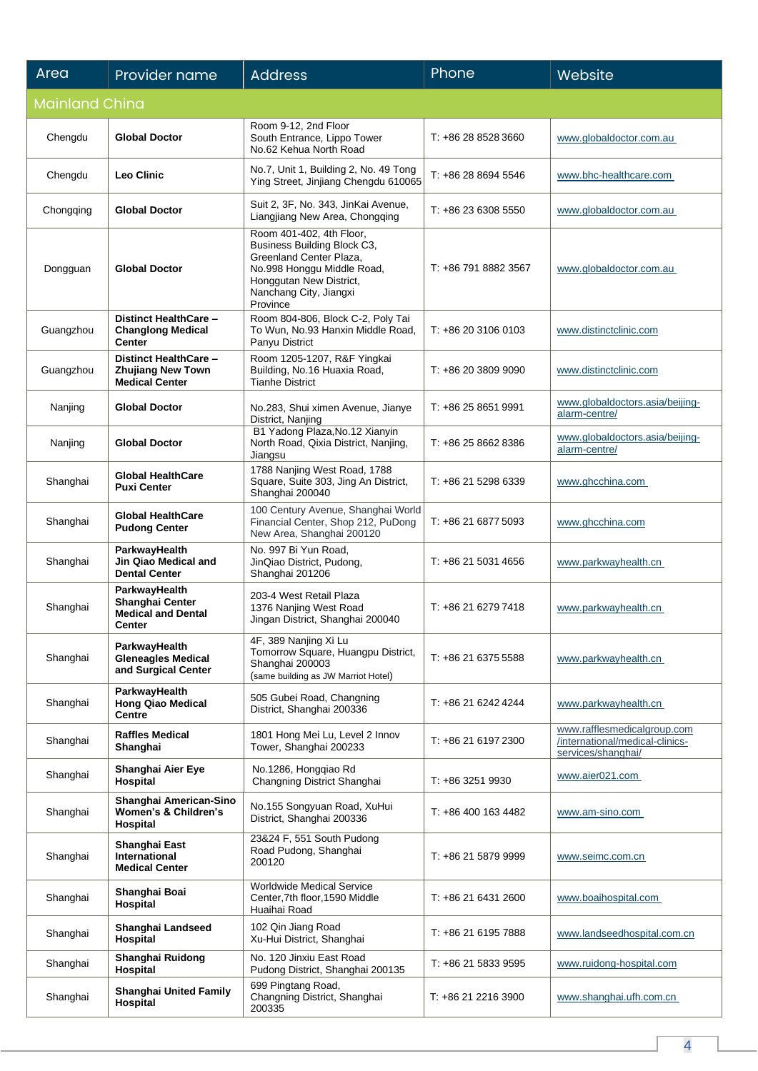| Area | Provider name | Address | Phone | Website |
|---|---|---|---|---|
| **Mainland China** | | | | |
| Chengdu | **Global Doctor** | Room 9-12, 2nd Floor South Entrance, Lippo Tower No.62 Kehua North Road | T: +86 28 8528 3660 | www.globaldoctor.com.au |
| Chengdu | **Leo Clinic** | No.7, Unit 1, Building 2, No. 49 Tong Ying Street, Jinjiang Chengdu 610065 | T: +86 28 8694 5546 | www.bhc-healthcare.com |
| Chongqing | **Global Doctor** | Suit 2, 3F, No. 343, JinKai Avenue, Liangjiang New Area, Chongqing | T: +86 23 6308 5550 | www.globaldoctor.com.au |
| Dongguan | **Global Doctor** | Room 401-402, 4th Floor, Business Building Block C3, Greenland Center Plaza, No.998 Honggu Middle Road, Honggutan New District, Nanchang City, Jiangxi Province | T: +86 791 8882 3567 | www.globaldoctor.com.au |
| Guangzhou | **Distinct HealthCare – Changlong Medical Center** | Room 804-806, Block C-2, Poly Tai To Wun, No.93 Hanxin Middle Road, Panyu District | T: +86 20 3106 0103 | www.distinctclinic.com |
| Guangzhou | **Distinct HealthCare – Zhujiang New Town Medical Center** | Room 1205-1207, R&F Yingkai Building, No.16 Huaxia Road, Tianhe District | T: +86 20 3809 9090 | www.distinctclinic.com |
| Nanjing | **Global Doctor** | No.283, Shui ximen Avenue, Jianye District, Nanjing | T: +86 25 8651 9991 | www.globaldoctors.asia/beijing-alarm-centre/ |
| Nanjing | **Global Doctor** | B1 Yadong Plaza,No.12 Xianyin North Road, Qixia District, Nanjing, Jiangsu | T: +86 25 8662 8386 | www.globaldoctors.asia/beijing-alarm-centre/ |
| Shanghai | **Global HealthCare Puxi Center** | 1788 Nanjing West Road, 1788 Square, Suite 303, Jing An District, Shanghai 200040 | T: +86 21 5298 6339 | www.ghcchina.com |
| Shanghai | **Global HealthCare Pudong Center** | 100 Century Avenue, Shanghai World Financial Center, Shop 212, PuDong New Area, Shanghai 200120 | T: +86 21 6877 5093 | www.ghcchina.com |
| Shanghai | **ParkwayHealth Jin Qiao Medical and Dental Center** | No. 997 Bi Yun Road, JinQiao District, Pudong, Shanghai 201206 | T: +86 21 5031 4656 | www.parkwayhealth.cn |
| Shanghai | **ParkwayHealth Shanghai Center Medical and Dental Center** | 203-4 West Retail Plaza 1376 Nanjing West Road Jingan District, Shanghai 200040 | T: +86 21 6279 7418 | www.parkwayhealth.cn |
| Shanghai | **ParkwayHealth Gleneagles Medical and Surgical Center** | 4F, 389 Nanjing Xi Lu Tomorrow Square, Huangpu District, Shanghai 200003 (same building as JW Marriot Hotel) | T: +86 21 6375 5588 | www.parkwayhealth.cn |
| Shanghai | **ParkwayHealth Hong Qiao Medical Centre** | 505 Gubei Road, Changning District, Shanghai 200336 | T: +86 21 6242 4244 | www.parkwayhealth.cn |
| Shanghai | **Raffles Medical Shanghai** | 1801 Hong Mei Lu, Level 2 Innov Tower, Shanghai 200233 | T: +86 21 6197 2300 | www.rafflesmedicalgroup.com/international/medical-clinics-services/shanghai/ |
| Shanghai | **Shanghai Aier Eye Hospital** | No.1286, Hongqiao Rd Changning District Shanghai | T: +86 3251 9930 | www.aier021.com |
| Shanghai | **Shanghai American-Sino Women's & Children's Hospital** | No.155 Songyuan Road, XuHui District, Shanghai 200336 | T: +86 400 163 4482 | www.am-sino.com |
| Shanghai | **Shanghai East International Medical Center** | 23&24 F, 551 South Pudong Road Pudong, Shanghai 200120 | T: +86 21 5879 9999 | www.seimc.com.cn |
| Shanghai | **Shanghai Boai Hospital** | Worldwide Medical Service Center,7th floor,1590 Middle Huaihai Road | T: +86 21 6431 2600 | www.boaihospital.com |
| Shanghai | **Shanghai Landseed Hospital** | 102 Qin Jiang Road Xu-Hui District, Shanghai | T: +86 21 6195 7888 | www.landseedhospital.com.cn |
| Shanghai | **Shanghai Ruidong Hospital** | No. 120 Jinxiu East Road Pudong District, Shanghai 200135 | T: +86 21 5833 9595 | www.ruidong-hospital.com |
| Shanghai | **Shanghai United Family Hospital** | 699 Pingtang Road, Changning District, Shanghai 200335 | T: +86 21 2216 3900 | www.shanghai.ufh.com.cn |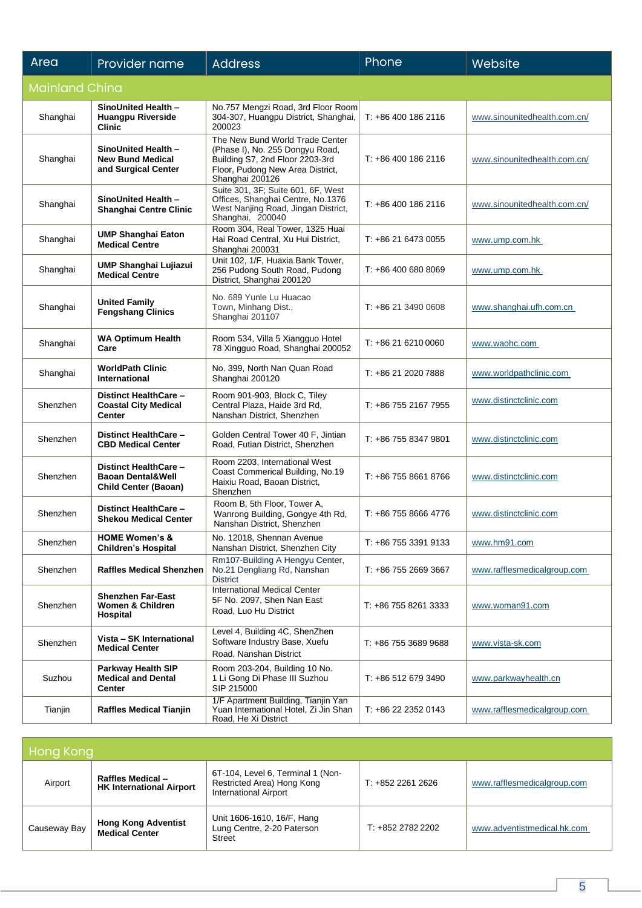| Area | Provider name | Address | Phone | Website |
|---|---|---|---|---|
| **Mainland China** | | | | |
| Shanghai | **SinoUnited Health – Huangpu Riverside Clinic** | No.757 Mengzi Road, 3rd Floor Room 304-307, Huangpu District, Shanghai, 200023 | T: +86 400 186 2116 | www.sinounitedhealth.com.cn/ |
| Shanghai | **SinoUnited Health – New Bund Medical and Surgical Center** | The New Bund World Trade Center (Phase I), No. 255 Dongyu Road, Building S7, 2nd Floor 2203-3rd Floor, Pudong New Area District, Shanghai 200126 | T: +86 400 186 2116 | www.sinounitedhealth.com.cn/ |
| Shanghai | **SinoUnited Health – Shanghai Centre Clinic** | Suite 301, 3F; Suite 601, 6F, West Offices, Shanghai Centre, No.1376 West Nanjing Road, Jingan District, Shanghai, 200040 | T: +86 400 186 2116 | www.sinounitedhealth.com.cn/ |
| Shanghai | **UMP Shanghai Eaton Medical Centre** | Room 304, Real Tower, 1325 Huai Hai Road Central, Xu Hui District, Shanghai 200031 | T: +86 21 6473 0055 | www.ump.com.hk |
| Shanghai | **UMP Shanghai Lujiazui Medical Centre** | Unit 102, 1/F, Huaxia Bank Tower, 256 Pudong South Road, Pudong District, Shanghai 200120 | T: +86 400 680 8069 | www.ump.com.hk |
| Shanghai | **United Family Fengshang Clinics** | No. 689 Yunle Lu Huacao Town, Minhang Dist., Shanghai 201107 | T: +86 21 3490 0608 | www.shanghai.ufh.com.cn |
| Shanghai | **WA Optimum Health Care** | Room 534, Villa 5 Xiangguo Hotel 78 Xingguo Road, Shanghai 200052 | T: +86 21 6210 0060 | www.waohc.com |
| Shanghai | **WorldPath Clinic International** | No. 399, North Nan Quan Road Shanghai 200120 | T: +86 21 2020 7888 | www.worldpathclinic.com |
| Shenzhen | **Distinct HealthCare – Coastal City Medical Center** | Room 901-903, Block C, Tiley Central Plaza, Haide 3rd Rd, Nanshan District, Shenzhen | T: +86 755 2167 7955 | www.distinctclinic.com |
| Shenzhen | **Distinct HealthCare – CBD Medical Center** | Golden Central Tower 40 F, Jintian Road, Futian District, Shenzhen | T: +86 755 8347 9801 | www.distinctclinic.com |
| Shenzhen | **Distinct HealthCare – Baoan Dental&Well Child Center (Baoan)** | Room 2203, International West Coast Commerical Building, No.19 Haixiu Road, Baoan District, Shenzhen | T: +86 755 8661 8766 | www.distinctclinic.com |
| Shenzhen | **Distinct HealthCare – Shekou Medical Center** | Room B, 5th Floor, Tower A, Wanrong Building, Gongye 4th Rd, Nanshan District, Shenzhen | T: +86 755 8666 4776 | www.distinctclinic.com |
| Shenzhen | **HOME Women's & Children's Hospital** | No. 12018, Shennan Avenue Nanshan District, Shenzhen City | T: +86 755 3391 9133 | www.hm91.com |
| Shenzhen | **Raffles Medical Shenzhen** | Rm107-Building A Hengyu Center, No.21 Dengliang Rd, Nanshan District | T: +86 755 2669 3667 | www.rafflesmedicalgroup.com |
| Shenzhen | **Shenzhen Far-East Women & Children Hospital** | International Medical Center 5F No. 2097, Shen Nan East Road, Luo Hu District | T: +86 755 8261 3333 | www.woman91.com |
| Shenzhen | **Vista – SK International Medical Center** | Level 4, Building 4C, ShenZhen Software Industry Base, Xuefu Road, Nanshan District | T: +86 755 3689 9688 | www.vista-sk.com |
| Suzhou | **Parkway Health SIP Medical and Dental Center** | Room 203-204, Building 10 No. 1 Li Gong Di Phase III Suzhou SIP 215000 | T: +86 512 679 3490 | www.parkwayhealth.cn |
| Tianjin | **Raffles Medical Tianjin** | 1/F Apartment Building, Tianjin Yan Yuan International Hotel, Zi Jin Shan Road, He Xi District | T: +86 22 2352 0143 | www.rafflesmedicalgroup.com |

| Area | Provider name | Address | Phone | Website |
|---|---|---|---|---|
| **Hong Kong** | | | | |
| Airport | **Raffles Medical – HK International Airport** | 6T-104, Level 6, Terminal 1 (Non-Restricted Area) Hong Kong International Airport | T: +852 2261 2626 | www.rafflesmedicalgroup.com |
| Causeway Bay | **Hong Kong Adventist Medical Center** | Unit 1606-1610, 16/F, Hang Lung Centre, 2-20 Paterson Street | T: +852 2782 2202 | www.adventistmedical.hk.com |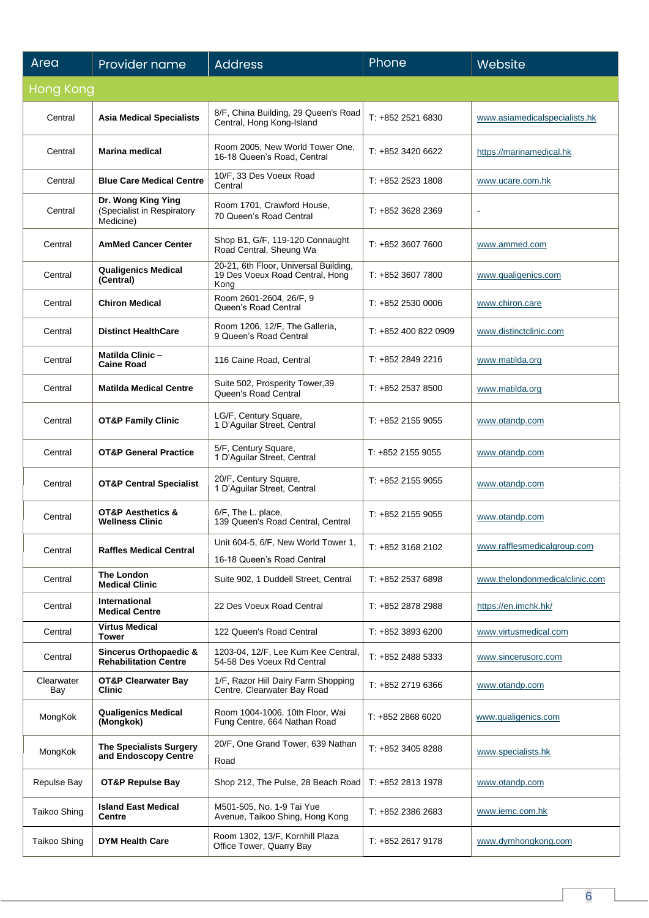| Area | Provider name | Address | Phone | Website |
|---|---|---|---|---|
| **Hong Kong** | | | | |
| Central | **Asia Medical Specialists** | 8/F, China Building, 29 Queen's Road Central, Hong Kong-Island | T: +852 2521 6830 | www.asiamedicalspecialists.hk |
| Central | **Marina medical** | Room 2005, New World Tower One, 16-18 Queen's Road, Central | T: +852 3420 6622 | https://marinamedical.hk |
| Central | **Blue Care Medical Centre** | 10/F, 33 Des Voeux Road Central | T: +852 2523 1808 | www.ucare.com.hk |
| Central | **Dr. Wong King Ying** (Specialist in Respiratory Medicine) | Room 1701, Crawford House, 70 Queen's Road Central | T: +852 3628 2369 | - |
| Central | **AmMed Cancer Center** | Shop B1, G/F, 119-120 Connaught Road Central, Sheung Wa | T: +852 3607 7600 | www.ammed.com |
| Central | **Qualigenics Medical (Central)** | 20-21, 6th Floor, Universal Building, 19 Des Voeux Road Central, Hong Kong | T: +852 3607 7800 | www.qualigenics.com |
| Central | **Chiron Medical** | Room 2601-2604, 26/F, 9 Queen's Road Central | T: +852 2530 0006 | www.chiron.care |
| Central | **Distinct HealthCare** | Room 1206, 12/F, The Galleria, 9 Queen's Road Central | T: +852 400 822 0909 | www.distinctclinic.com |
| Central | **Matilda Clinic – Caine Road** | 116 Caine Road, Central | T: +852 2849 2216 | www.matilda.org |
| Central | **Matilda Medical Centre** | Suite 502, Prosperity Tower,39 Queen's Road Central | T: +852 2537 8500 | www.matilda.org |
| Central | **OT&P Family Clinic** | LG/F, Century Square, 1 D'Aguilar Street, Central | T: +852 2155 9055 | www.otandp.com |
| Central | **OT&P General Practice** | 5/F, Century Square, 1 D'Aguilar Street, Central | T: +852 2155 9055 | www.otandp.com |
| Central | **OT&P Central Specialist** | 20/F, Century Square, 1 D'Aguilar Street, Central | T: +852 2155 9055 | www.otandp.com |
| Central | **OT&P Aesthetics & Wellness Clinic** | 6/F, The L. place, 139 Queen's Road Central, Central | T: +852 2155 9055 | www.otandp.com |
| Central | **Raffles Medical Central** | Unit 604-5, 6/F, New World Tower 1, 16-18 Queen's Road Central | T: +852 3168 2102 | www.rafflesmedicalgroup.com |
| Central | **The London Medical Clinic** | Suite 902, 1 Duddell Street, Central | T: +852 2537 6898 | www.thelondonmedicalclinic.com |
| Central | **International Medical Centre** | 22 Des Voeux Road Central | T: +852 2878 2988 | https://en.imchk.hk/ |
| Central | **Virtus Medical Tower** | 122 Queen's Road Central | T: +852 3893 6200 | www.virtusmedical.com |
| Central | **Sincerus Orthopaedic & Rehabilitation Centre** | 1203-04, 12/F, Lee Kum Kee Central, 54-58 Des Voeux Rd Central | T: +852 2488 5333 | www.sincerusorc.com |
| Clearwater Bay | **OT&P Clearwater Bay Clinic** | 1/F, Razor Hill Dairy Farm Shopping Centre, Clearwater Bay Road | T: +852 2719 6366 | www.otandp.com |
| MongKok | **Qualigenics Medical (Mongkok)** | Room 1004-1006, 10th Floor, Wai Fung Centre, 664 Nathan Road | T: +852 2868 6020 | www.qualigenics.com |
| MongKok | **The Specialists Surgery and Endoscopy Centre** | 20/F, One Grand Tower, 639 Nathan Road | T: +852 3405 8288 | www.specialists.hk |
| Repulse Bay | **OT&P Repulse Bay** | Shop 212, The Pulse, 28 Beach Road | T: +852 2813 1978 | www.otandp.com |
| Taikoo Shing | **Island East Medical Centre** | M501-505, No. 1-9 Tai Yue Avenue, Taikoo Shing, Hong Kong | T: +852 2386 2683 | www.iemc.com.hk |
| Taikoo Shing | **DYM Health Care** | Room 1302, 13/F, Kornhill Plaza Office Tower, Quarry Bay | T: +852 2617 9178 | www.dymhongkong.com |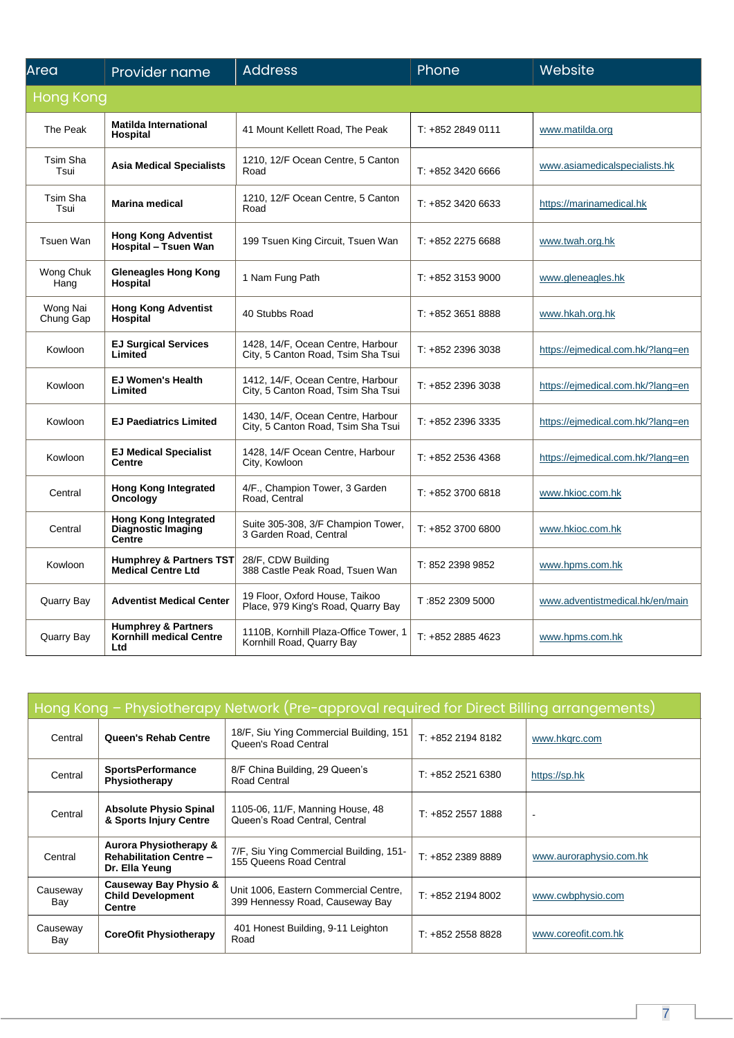| Area | Provider name | Address | Phone | Website |
|---|---|---|---|---|
| **Hong Kong** | | | | |
| The Peak | **Matilda International Hospital** | 41 Mount Kellett Road, The Peak | T: +852 2849 0111 | www.matilda.org |
| Tsim Sha Tsui | **Asia Medical Specialists** | 1210, 12/F Ocean Centre, 5 Canton Road | T: +852 3420 6666 | www.asiamedicalspecialists.hk |
| Tsim Sha Tsui | **Marina medical** | 1210, 12/F Ocean Centre, 5 Canton Road | T: +852 3420 6633 | https://marinamedical.hk |
| Tsuen Wan | **Hong Kong Adventist Hospital – Tsuen Wan** | 199 Tsuen King Circuit, Tsuen Wan | T: +852 2275 6688 | www.twah.org.hk |
| Wong Chuk Hang | **Gleneagles Hong Kong Hospital** | 1 Nam Fung Path | T: +852 3153 9000 | www.gleneagles.hk |
| Wong Nai Chung Gap | **Hong Kong Adventist Hospital** | 40 Stubbs Road | T: +852 3651 8888 | www.hkah.org.hk |
| Kowloon | **EJ Surgical Services Limited** | 1428, 14/F, Ocean Centre, Harbour City, 5 Canton Road, Tsim Sha Tsui | T: +852 2396 3038 | https://ejmedical.com.hk/?lang=en |
| Kowloon | **EJ Women's Health Limited** | 1412, 14/F, Ocean Centre, Harbour City, 5 Canton Road, Tsim Sha Tsui | T: +852 2396 3038 | https://ejmedical.com.hk/?lang=en |
| Kowloon | **EJ Paediatrics Limited** | 1430, 14/F, Ocean Centre, Harbour City, 5 Canton Road, Tsim Sha Tsui | T: +852 2396 3335 | https://ejmedical.com.hk/?lang=en |
| Kowloon | **EJ Medical Specialist Centre** | 1428, 14/F Ocean Centre, Harbour City, Kowloon | T: +852 2536 4368 | https://ejmedical.com.hk/?lang=en |
| Central | **Hong Kong Integrated Oncology** | 4/F., Champion Tower, 3 Garden Road, Central | T: +852 3700 6818 | www.hkioc.com.hk |
| Central | **Hong Kong Integrated Diagnostic Imaging Centre** | Suite 305-308, 3/F Champion Tower, 3 Garden Road, Central | T: +852 3700 6800 | www.hkioc.com.hk |
| Kowloon | **Humphrey & Partners TST Medical Centre Ltd** | 28/F, CDW Building 388 Castle Peak Road, Tsuen Wan | T: 852 2398 9852 | www.hpms.com.hk |
| Quarry Bay | **Adventist Medical Center** | 19 Floor, Oxford House, Taikoo Place, 979 King's Road, Quarry Bay | T :852 2309 5000 | www.adventistmedical.hk/en/main |
| Quarry Bay | **Humphrey & Partners Kornhill medical Centre Ltd** | 1110B, Kornhill Plaza-Office Tower, 1 Kornhill Road, Quarry Bay | T: +852 2885 4623 | www.hpms.com.hk |

| Hong Kong – Physiotherapy Network (Pre-approval required for Direct Billing arrangements) | | | | |
|---|---|---|---|---|
| Central | **Queen's Rehab Centre** | 18/F, Siu Ying Commercial Building, 151 Queen's Road Central | T: +852 2194 8182 | www.hkqrc.com |
| Central | **SportsPerformance Physiotherapy** | 8/F China Building, 29 Queen's Road Central | T: +852 2521 6380 | https://sp.hk |
| Central | **Absolute Physio Spinal & Sports Injury Centre** | 1105-06, 11/F, Manning House, 48 Queen's Road Central, Central | T: +852 2557 1888 | - |
| Central | **Aurora Physiotherapy & Rehabilitation Centre – Dr. Ella Yeung** | 7/F, Siu Ying Commercial Building, 151-155 Queens Road Central | T: +852 2389 8889 | www.auroraphysio.com.hk |
| Causeway Bay | **Causeway Bay Physio & Child Development Centre** | Unit 1006, Eastern Commercial Centre, 399 Hennessy Road, Causeway Bay | T: +852 2194 8002 | www.cwbphysio.com |
| Causeway Bay | **CoreOfit Physiotherapy** | 401 Honest Building, 9-11 Leighton Road | T: +852 2558 8828 | www.coreofit.com.hk |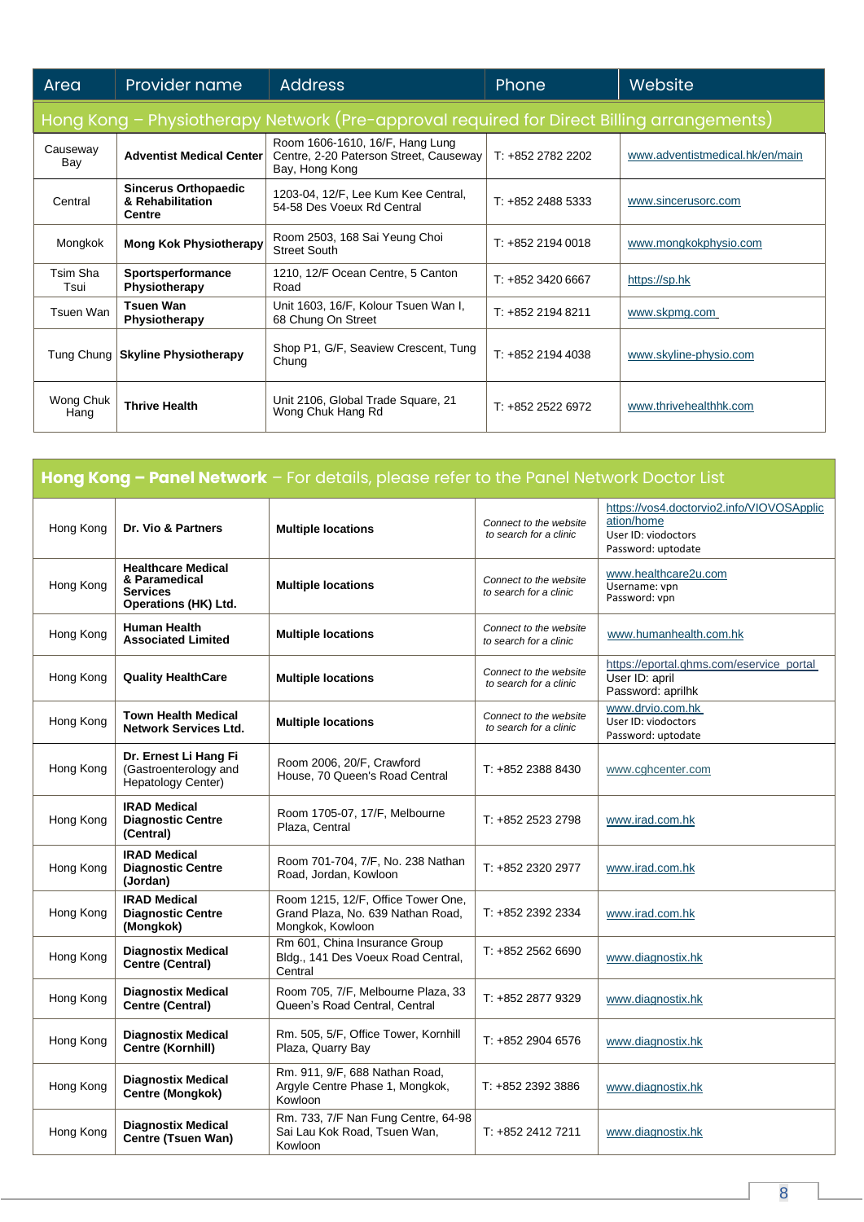| Area | Provider name | Address | Phone | Website |
|---|---|---|---|---|
| **Hong Kong – Physiotherapy Network (Pre-approval required for Direct Billing arrangements)** | | | | |
| Causeway Bay | **Adventist Medical Center** | Room 1606-1610, 16/F, Hang Lung Centre, 2-20 Paterson Street, Causeway Bay, Hong Kong | T: +852 2782 2202 | www.adventistmedical.hk/en/main |
| Central | **Sincerus Orthopaedic & Rehabilitation Centre** | 1203-04, 12/F, Lee Kum Kee Central, 54-58 Des Voeux Rd Central | T: +852 2488 5333 | www.sincerusorc.com |
| Mongkok | **Mong Kok Physiotherapy** | Room 2503, 168 Sai Yeung Choi Street South | T: +852 2194 0018 | www.mongkokphysio.com |
| Tsim Sha Tsui | **Sportsperformance Physiotherapy** | 1210, 12/F Ocean Centre, 5 Canton Road | T: +852 3420 6667 | https://sp.hk |
| Tsuen Wan | **Tsuen Wan Physiotherapy** | Unit 1603, 16/F, Kolour Tsuen Wan I, 68 Chung On Street | T: +852 2194 8211 | www.skpmg.com |
| Tung Chung | **Skyline Physiotherapy** | Shop P1, G/F, Seaview Crescent, Tung Chung | T: +852 2194 4038 | www.skyline-physio.com |
| Wong Chuk Hang | **Thrive Health** | Unit 2106, Global Trade Square, 21 Wong Chuk Hang Rd | T: +852 2522 6972 | www.thrivehealthhk.com |

| | | | | |
|---|---|---|---|---|
| **Hong Kong – Panel Network** – For details, please refer to the Panel Network Doctor List | | | | |
| Hong Kong | **Dr. Vio & Partners** | **Multiple locations** | *Connect to the website to search for a clinic* | https://vos4.doctorvio2.info/VIOVOSApplication/home<br>User ID: viodoctors<br>Password: uptodate |
| Hong Kong | **Healthcare Medical & Paramedical Services Operations (HK) Ltd.** | **Multiple locations** | *Connect to the website to search for a clinic* | www.healthcare2u.com<br>Username: vpn<br>Password: vpn |
| Hong Kong | **Human Health Associated Limited** | **Multiple locations** | *Connect to the website to search for a clinic* | www.humanhealth.com.hk |
| Hong Kong | **Quality HealthCare** | **Multiple locations** | *Connect to the website to search for a clinic* | https://eportal.qhms.com/eservice_portal<br>User ID: april<br>Password: aprilhk |
| Hong Kong | **Town Health Medical Network Services Ltd.** | **Multiple locations** | *Connect to the website to search for a clinic* | www.drvio.com.hk<br>User ID: viodoctors<br>Password: uptodate |
| Hong Kong | **Dr. Ernest Li Hang Fi** (Gastroenterology and Hepatology Center) | Room 2006, 20/F, Crawford House, 70 Queen's Road Central | T: +852 2388 8430 | www.cghcenter.com |
| Hong Kong | **IRAD Medical Diagnostic Centre (Central)** | Room 1705-07, 17/F, Melbourne Plaza, Central | T: +852 2523 2798 | www.irad.com.hk |
| Hong Kong | **IRAD Medical Diagnostic Centre (Jordan)** | Room 701-704, 7/F, No. 238 Nathan Road, Jordan, Kowloon | T: +852 2320 2977 | www.irad.com.hk |
| Hong Kong | **IRAD Medical Diagnostic Centre (Mongkok)** | Room 1215, 12/F, Office Tower One, Grand Plaza, No. 639 Nathan Road, Mongkok, Kowloon | T: +852 2392 2334 | www.irad.com.hk |
| Hong Kong | **Diagnostix Medical Centre (Central)** | Rm 601, China Insurance Group Bldg., 141 Des Voeux Road Central, Central | T: +852 2562 6690 | www.diagnostix.hk |
| Hong Kong | **Diagnostix Medical Centre (Central)** | Room 705, 7/F, Melbourne Plaza, 33 Queen's Road Central, Central | T: +852 2877 9329 | www.diagnostix.hk |
| Hong Kong | **Diagnostix Medical Centre (Kornhill)** | Rm. 505, 5/F, Office Tower, Kornhill Plaza, Quarry Bay | T: +852 2904 6576 | www.diagnostix.hk |
| Hong Kong | **Diagnostix Medical Centre (Mongkok)** | Rm. 911, 9/F, 688 Nathan Road, Argyle Centre Phase 1, Mongkok, Kowloon | T: +852 2392 3886 | www.diagnostix.hk |
| Hong Kong | **Diagnostix Medical Centre (Tsuen Wan)** | Rm. 733, 7/F Nan Fung Centre, 64-98 Sai Lau Kok Road, Tsuen Wan, Kowloon | T: +852 2412 7211 | www.diagnostix.hk |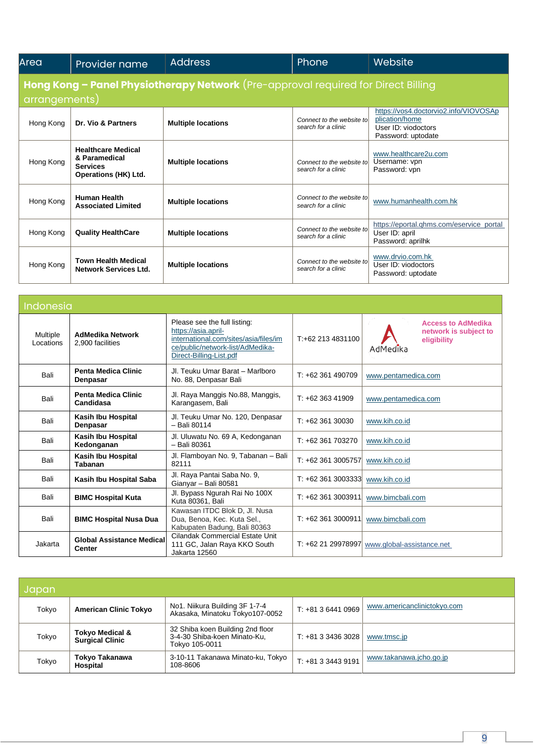| Area | Provider name | Address | Phone | Website |
|---|---|---|---|---|
| **Hong Kong – Panel Physiotherapy Network** (Pre-approval required for Direct Billing arrangements) | | | | |
| Hong Kong | **Dr. Vio & Partners** | **Multiple locations** | *Connect to the website to search for a clinic* | https://vos4.doctorvio2.info/VIOVOSApplication/home User ID: viodoctors Password: uptodate |
| Hong Kong | **Healthcare Medical & Paramedical Services Operations (HK) Ltd.** | **Multiple locations** | *Connect to the website to search for a clinic* | www.healthcare2u.com Username: vpn Password: vpn |
| Hong Kong | **Human Health Associated Limited** | **Multiple locations** | *Connect to the website to search for a clinic* | www.humanhealth.com.hk |
| Hong Kong | **Quality HealthCare** | **Multiple locations** | *Connect to the website to search for a clinic* | https://eportal.qhms.com/eservice_portal User ID: april Password: aprilhk |
| Hong Kong | **Town Health Medical Network Services Ltd.** | **Multiple locations** | *Connect to the website to search for a clinic* | www.drvio.com.hk User ID: viodoctors Password: uptodate |

| Indonesia | | | | |
|---|---|---|---|---|
| Multiple Locations | **AdMedika Network** 2,900 facilities | Please see the full listing: https://asia.april-international.com/sites/asia/files/ice/public/network-list/AdMedika-Direct-Billing-List.pdf | T:+62 213 4831100 | AdMedika **Access to AdMedika network is subject to eligibility** |
| Bali | **Penta Medica Clinic Denpasar** | Jl. Teuku Umar Barat – Marlboro No. 88, Denpasar Bali | T: +62 361 490709 | www.pentamedica.com |
| Bali | **Penta Medica Clinic Candidasa** | Jl. Raya Manggis No.88, Manggis, Karangasem, Bali | T: +62 363 41909 | www.pentamedica.com |
| Bali | **Kasih Ibu Hospital Denpasar** | Jl. Teuku Umar No. 120, Denpasar – Bali 80114 | T: +62 361 30030 | www.kih.co.id |
| Bali | **Kasih Ibu Hospital Kedonganan** | Jl. Uluwatu No. 69 A, Kedonganan – Bali 80361 | T: +62 361 703270 | www.kih.co.id |
| Bali | **Kasih Ibu Hospital Tabanan** | Jl. Flamboyan No. 9, Tabanan – Bali 82111 | T: +62 361 3005757 | www.kih.co.id |
| Bali | **Kasih Ibu Hospital Saba** | Jl. Raya Pantai Saba No. 9, Gianyar – Bali 80581 | T: +62 361 3003333 | www.kih.co.id |
| Bali | **BIMC Hospital Kuta** | Jl. Bypass Ngurah Rai No 100X Kuta 80361, Bali | T: +62 361 3003911 | www.bimcbali.com |
| Bali | **BIMC Hospital Nusa Dua** | Kawasan ITDC Blok D, Jl. Nusa Dua, Benoa, Kec. Kuta Sel., Kabupaten Badung, Bali 80363 | T: +62 361 3000911 | www.bimcbali.com |
| Jakarta | **Global Assistance Medical Center** | Cilandak Commercial Estate Unit 111 GC, Jalan Raya KKO South Jakarta 12560 | T: +62 21 29978997 | www.global-assistance.net |

| Japan | | | | |
|---|---|---|---|---|
| Tokyo | **American Clinic Tokyo** | No1. Niikura Building 3F 1-7-4 Akasaka, Minatoku Tokyo107-0052 | T: +81 3 6441 0969 | www.americanclinictokyo.com |
| Tokyo | **Tokyo Medical & Surgical Clinic** | 32 Shiba koen Building 2nd floor 3-4-30 Shiba-koen Minato-Ku, Tokyo 105-0011 | T: +81 3 3436 3028 | www.tmsc.jp |
| Tokyo | **Tokyo Takanawa Hospital** | 3-10-11 Takanawa Minato-ku, Tokyo 108-8606 | T: +81 3 3443 9191 | www.takanawa.jcho.go.jp |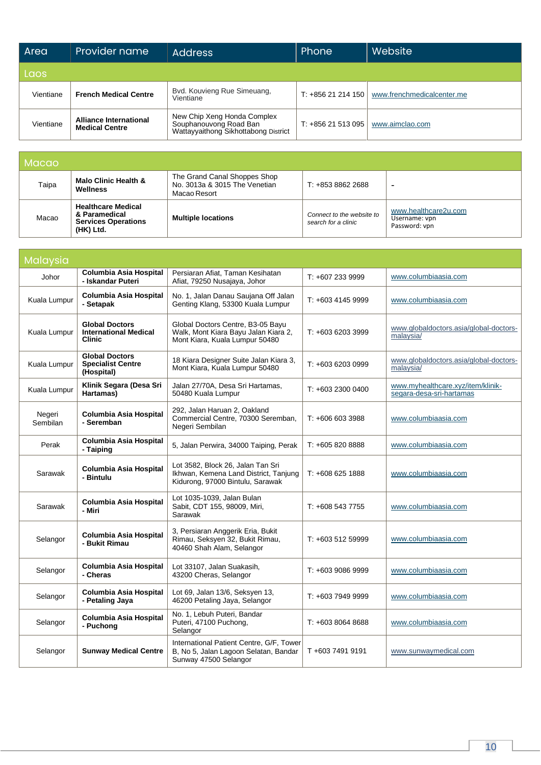| Area | Provider name | Address | Phone | Website |
|---|---|---|---|---|
| **Laos** | | | | |
| Vientiane | **French Medical Centre** | Bvd. Kouvieng Rue Simeuang, Vientiane | T: +856 21 214 150 | www.frenchmedicalcenter.me |
| Vientiane | **Alliance International Medical Centre** | New Chip Xeng Honda Complex Souphanouvong Road Ban Wattayyaithong Sikhottabong District | T: +856 21 513 095 | www.aimclao.com |

| Area | Provider name | Address | Phone | Website |
|---|---|---|---|---|
| **Macao** | | | | |
| Taipa | **Malo Clinic Health & Wellness** | The Grand Canal Shoppes Shop No. 3013a & 3015 The Venetian Macao Resort | T: +853 8862 2688 | - |
| Macao | **Healthcare Medical & Paramedical Services Operations (HK) Ltd.** | **Multiple locations** | *Connect to the website to search for a clinic* | www.healthcare2u.com Username: vpn Password: vpn |

| Area | Provider name | Address | Phone | Website |
|---|---|---|---|---|
| **Malaysia** | | | | |
| Johor | **Columbia Asia Hospital - Iskandar Puteri** | Persiaran Afiat, Taman Kesihatan Afiat, 79250 Nusajaya, Johor | T: +607 233 9999 | www.columbiaasia.com |
| Kuala Lumpur | **Columbia Asia Hospital - Setapak** | No. 1, Jalan Danau Saujana Off Jalan Genting Klang, 53300 Kuala Lumpur | T: +603 4145 9999 | www.columbiaasia.com |
| Kuala Lumpur | **Global Doctors International Medical Clinic** | Global Doctors Centre, B3-05 Bayu Walk, Mont Kiara Bayu Jalan Kiara 2, Mont Kiara, Kuala Lumpur 50480 | T: +603 6203 3999 | www.globaldoctors.asia/global-doctors-malaysia/ |
| Kuala Lumpur | **Global Doctors Specialist Centre (Hospital)** | 18 Kiara Designer Suite Jalan Kiara 3, Mont Kiara, Kuala Lumpur 50480 | T: +603 6203 0999 | www.globaldoctors.asia/global-doctors-malaysia/ |
| Kuala Lumpur | **Klinik Segara (Desa Sri Hartamas)** | Jalan 27/70A, Desa Sri Hartamas, 50480 Kuala Lumpur | T: +603 2300 0400 | www.myhealthcare.xyz/item/klinik-segara-desa-sri-hartamas |
| Negeri Sembilan | **Columbia Asia Hospital - Seremban** | 292, Jalan Haruan 2, Oakland Commercial Centre, 70300 Seremban, Negeri Sembilan | T: +606 603 3988 | www.columbiaasia.com |
| Perak | **Columbia Asia Hospital - Taiping** | 5, Jalan Perwira, 34000 Taiping, Perak | T: +605 820 8888 | www.columbiaasia.com |
| Sarawak | **Columbia Asia Hospital - Bintulu** | Lot 3582, Block 26, Jalan Tan Sri Ikhwan, Kemena Land District, Tanjung Kidurong, 97000 Bintulu, Sarawak | T: +608 625 1888 | www.columbiaasia.com |
| Sarawak | **Columbia Asia Hospital - Miri** | Lot 1035-1039, Jalan Bulan Sabit, CDT 155, 98009, Miri, Sarawak | T: +608 543 7755 | www.columbiaasia.com |
| Selangor | **Columbia Asia Hospital - Bukit Rimau** | 3, Persiaran Anggerik Eria, Bukit Rimau, Seksyen 32, Bukit Rimau, 40460 Shah Alam, Selangor | T: +603 512 59999 | www.columbiaasia.com |
| Selangor | **Columbia Asia Hospital - Cheras** | Lot 33107, Jalan Suakasih, 43200 Cheras, Selangor | T: +603 9086 9999 | www.columbiaasia.com |
| Selangor | **Columbia Asia Hospital - Petaling Jaya** | Lot 69, Jalan 13/6, Seksyen 13, 46200 Petaling Jaya, Selangor | T: +603 7949 9999 | www.columbiaasia.com |
| Selangor | **Columbia Asia Hospital - Puchong** | No. 1, Lebuh Puteri, Bandar Puteri, 47100 Puchong, Selangor | T: +603 8064 8688 | www.columbiaasia.com |
| Selangor | **Sunway Medical Centre** | International Patient Centre, G/F, Tower B, No 5, Jalan Lagoon Selatan, Bandar Sunway 47500 Selangor | T +603 7491 9191 | www.sunwaymedical.com |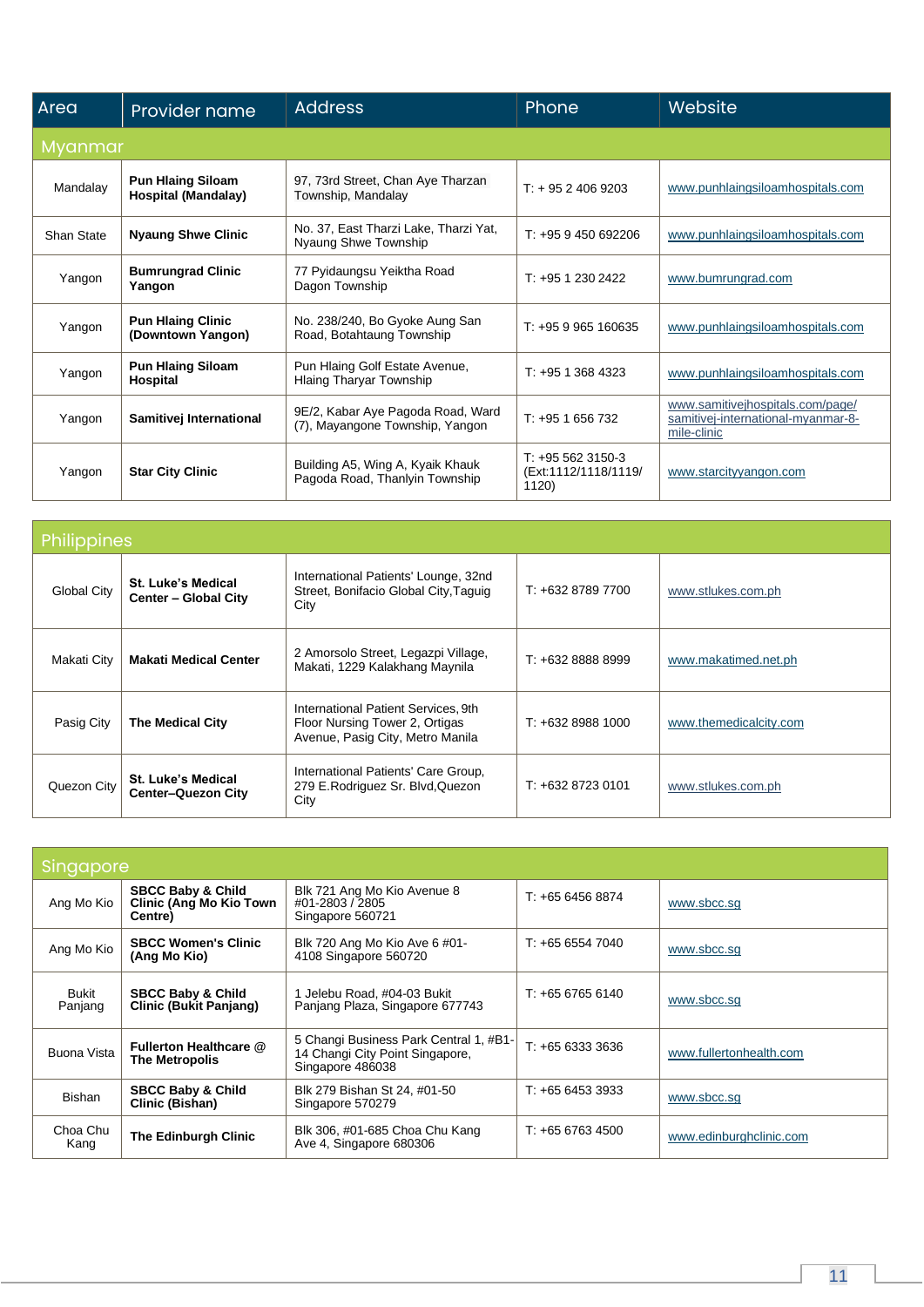| Area | Provider name | Address | Phone | Website |
|---|---|---|---|---|
| **Myanmar** | | | | |
| Mandalay | **Pun Hlaing Siloam Hospital (Mandalay)** | 97, 73rd Street, Chan Aye Tharzan Township, Mandalay | T: + 95 2 406 9203 | www.punhlaingsiloamhospitals.com |
| Shan State | **Nyaung Shwe Clinic** | No. 37, East Tharzi Lake, Tharzi Yat, Nyaung Shwe Township | T: +95 9 450 692206 | www.punhlaingsiloamhospitals.com |
| Yangon | **Bumrungrad Clinic Yangon** | 77 Pyidaungsu Yeiktha Road Dagon Township | T: +95 1 230 2422 | www.bumrungrad.com |
| Yangon | **Pun Hlaing Clinic (Downtown Yangon)** | No. 238/240, Bo Gyoke Aung San Road, Botahtaung Township | T: +95 9 965 160635 | www.punhlaingsiloamhospitals.com |
| Yangon | **Pun Hlaing Siloam Hospital** | Pun Hlaing Golf Estate Avenue, Hlaing Tharyar Township | T: +95 1 368 4323 | www.punhlaingsiloamhospitals.com |
| Yangon | **Samitivej International** | 9E/2, Kabar Aye Pagoda Road, Ward (7), Mayangone Township, Yangon | T: +95 1 656 732 | www.samitivejhospitals.com/page/samitivej-international-myanmar-8-mile-clinic |
| Yangon | **Star City Clinic** | Building A5, Wing A, Kyaik Khauk Pagoda Road, Thanlyin Township | T: +95 562 3150-3 (Ext:1112/1118/1119/1120) | www.starcityyangon.com |

| Area | Provider name | Address | Phone | Website |
|---|---|---|---|---|
| **Philippines** | | | | |
| Global City | **St. Luke's Medical Center – Global City** | International Patients' Lounge, 32nd Street, Bonifacio Global City,Taguig City | T: +632 8789 7700 | www.stlukes.com.ph |
| Makati City | **Makati Medical Center** | 2 Amorsolo Street, Legazpi Village, Makati, 1229 Kalakhang Maynila | T: +632 8888 8999 | www.makatimed.net.ph |
| Pasig City | **The Medical City** | International Patient Services, 9th Floor Nursing Tower 2, Ortigas Avenue, Pasig City, Metro Manila | T: +632 8988 1000 | www.themedicalcity.com |
| Quezon City | **St. Luke's Medical Center–Quezon City** | International Patients' Care Group, 279 E.Rodriguez Sr. Blvd,Quezon City | T: +632 8723 0101 | www.stlukes.com.ph |

| Area | Provider name | Address | Phone | Website |
|---|---|---|---|---|
| **Singapore** | | | | |
| Ang Mo Kio | **SBCC Baby & Child Clinic (Ang Mo Kio Town Centre)** | Blk 721 Ang Mo Kio Avenue 8 #01-2803 / 2805 Singapore 560721 | T: +65 6456 8874 | www.sbcc.sg |
| Ang Mo Kio | **SBCC Women's Clinic (Ang Mo Kio)** | Blk 720 Ang Mo Kio Ave 6 #01-4108 Singapore 560720 | T: +65 6554 7040 | www.sbcc.sg |
| Bukit Panjang | **SBCC Baby & Child Clinic (Bukit Panjang)** | 1 Jelebu Road, #04-03 Bukit Panjang Plaza, Singapore 677743 | T: +65 6765 6140 | www.sbcc.sg |
| Buona Vista | **Fullerton Healthcare @ The Metropolis** | 5 Changi Business Park Central 1, #B1-14 Changi City Point Singapore, Singapore 486038 | T: +65 6333 3636 | www.fullertonhealth.com |
| Bishan | **SBCC Baby & Child Clinic (Bishan)** | Blk 279 Bishan St 24, #01-50 Singapore 570279 | T: +65 6453 3933 | www.sbcc.sg |
| Choa Chu Kang | **The Edinburgh Clinic** | Blk 306, #01-685 Choa Chu Kang Ave 4, Singapore 680306 | T: +65 6763 4500 | www.edinburghclinic.com |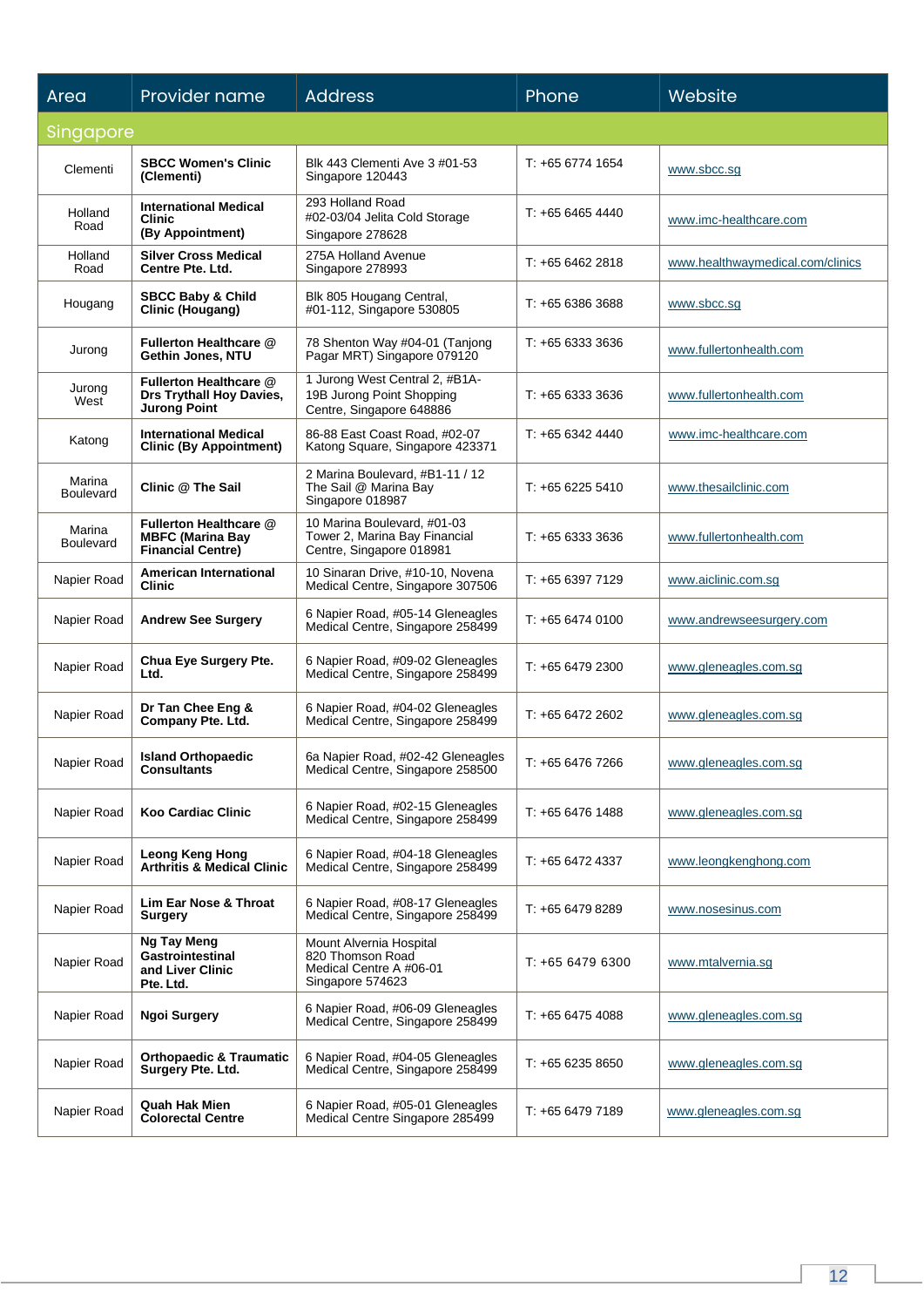| Area | Provider name | Address | Phone | Website |
|---|---|---|---|---|
| Singapore | | | | |
| Clementi | **SBCC Women's Clinic (Clementi)** | Blk 443 Clementi Ave 3 #01-53 Singapore 120443 | T: +65 6774 1654 | www.sbcc.sg |
| Holland Road | **International Medical Clinic (By Appointment)** | 293 Holland Road #02-03/04 Jelita Cold Storage Singapore 278628 | T: +65 6465 4440 | www.imc-healthcare.com |
| Holland Road | **Silver Cross Medical Centre Pte. Ltd.** | 275A Holland Avenue Singapore 278993 | T: +65 6462 2818 | www.healthwaymedical.com/clinics |
| Hougang | **SBCC Baby & Child Clinic (Hougang)** | Blk 805 Hougang Central, #01-112, Singapore 530805 | T: +65 6386 3688 | www.sbcc.sg |
| Jurong | **Fullerton Healthcare @ Gethin Jones, NTU** | 78 Shenton Way #04-01 (Tanjong Pagar MRT) Singapore 079120 | T: +65 6333 3636 | www.fullertonhealth.com |
| Jurong West | **Fullerton Healthcare @ Drs Trythall Hoy Davies, Jurong Point** | 1 Jurong West Central 2, #B1A-19B Jurong Point Shopping Centre, Singapore 648886 | T: +65 6333 3636 | www.fullertonhealth.com |
| Katong | **International Medical Clinic (By Appointment)** | 86-88 East Coast Road, #02-07 Katong Square, Singapore 423371 | T: +65 6342 4440 | www.imc-healthcare.com |
| Marina Boulevard | **Clinic @ The Sail** | 2 Marina Boulevard, #B1-11 / 12 The Sail @ Marina Bay Singapore 018987 | T: +65 6225 5410 | www.thesailclinic.com |
| Marina Boulevard | **Fullerton Healthcare @ MBFC (Marina Bay Financial Centre)** | 10 Marina Boulevard, #01-03 Tower 2, Marina Bay Financial Centre, Singapore 018981 | T: +65 6333 3636 | www.fullertonhealth.com |
| Napier Road | **American International Clinic** | 10 Sinaran Drive, #10-10, Novena Medical Centre, Singapore 307506 | T: +65 6397 7129 | www.aiclinic.com.sg |
| Napier Road | **Andrew See Surgery** | 6 Napier Road, #05-14 Gleneagles Medical Centre, Singapore 258499 | T: +65 6474 0100 | www.andrewseesurgery.com |
| Napier Road | **Chua Eye Surgery Pte. Ltd.** | 6 Napier Road, #09-02 Gleneagles Medical Centre, Singapore 258499 | T: +65 6479 2300 | www.gleneagles.com.sg |
| Napier Road | **Dr Tan Chee Eng & Company Pte. Ltd.** | 6 Napier Road, #04-02 Gleneagles Medical Centre, Singapore 258499 | T: +65 6472 2602 | www.gleneagles.com.sg |
| Napier Road | **Island Orthopaedic Consultants** | 6a Napier Road, #02-42 Gleneagles Medical Centre, Singapore 258500 | T: +65 6476 7266 | www.gleneagles.com.sg |
| Napier Road | **Koo Cardiac Clinic** | 6 Napier Road, #02-15 Gleneagles Medical Centre, Singapore 258499 | T: +65 6476 1488 | www.gleneagles.com.sg |
| Napier Road | **Leong Keng Hong Arthritis & Medical Clinic** | 6 Napier Road, #04-18 Gleneagles Medical Centre, Singapore 258499 | T: +65 6472 4337 | www.leongkenghong.com |
| Napier Road | **Lim Ear Nose & Throat Surgery** | 6 Napier Road, #08-17 Gleneagles Medical Centre, Singapore 258499 | T: +65 6479 8289 | www.nosesinus.com |
| Napier Road | **Ng Tay Meng Gastrointestinal and Liver Clinic Pte. Ltd.** | Mount Alvernia Hospital 820 Thomson Road Medical Centre A #06-01 Singapore 574623 | T: +65 6479 6300 | www.mtalvernia.sg |
| Napier Road | **Ngoi Surgery** | 6 Napier Road, #06-09 Gleneagles Medical Centre, Singapore 258499 | T: +65 6475 4088 | www.gleneagles.com.sg |
| Napier Road | **Orthopaedic & Traumatic Surgery Pte. Ltd.** | 6 Napier Road, #04-05 Gleneagles Medical Centre, Singapore 258499 | T: +65 6235 8650 | www.gleneagles.com.sg |
| Napier Road | **Quah Hak Mien Colorectal Centre** | 6 Napier Road, #05-01 Gleneagles Medical Centre Singapore 285499 | T: +65 6479 7189 | www.gleneagles.com.sg |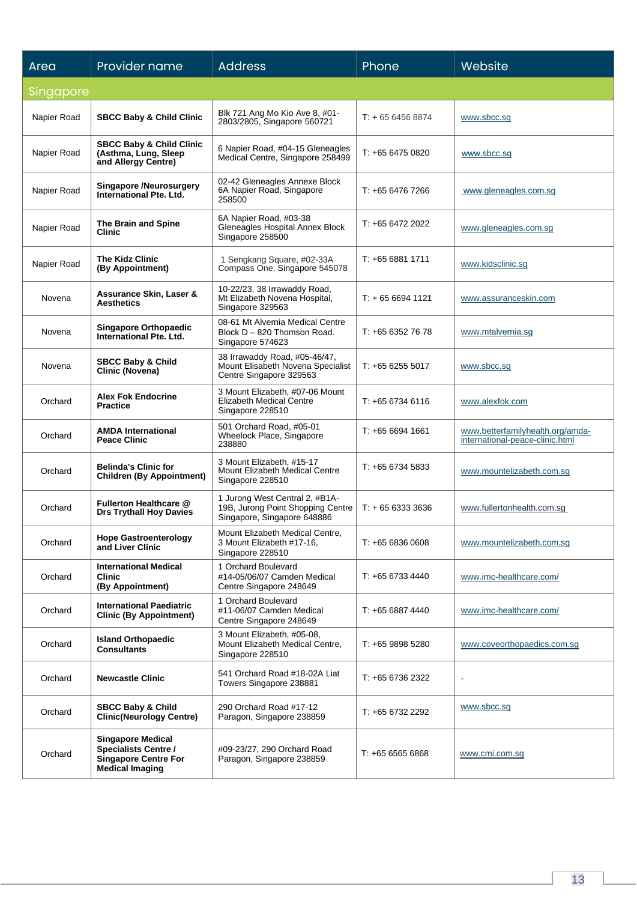| Area | Provider name | Address | Phone | Website |
|---|---|---|---|---|
| Singapore | | | | |
| Napier Road | **SBCC Baby & Child Clinic** | Blk 721 Ang Mo Kio Ave 8, #01-2803/2805, Singapore 560721 | T: + 65 6456 8874 | www.sbcc.sg |
| Napier Road | **SBCC Baby & Child Clinic (Asthma, Lung, Sleep and Allergy Centre)** | 6 Napier Road, #04-15 Gleneagles Medical Centre, Singapore 258499 | T: +65 6475 0820 | www.sbcc.sg |
| Napier Road | **Singapore /Neurosurgery International Pte. Ltd.** | 02-42 Gleneagles Annexe Block 6A Napier Road, Singapore 258500 | T: +65 6476 7266 | www.gleneagles.com.sg |
| Napier Road | **The Brain and Spine Clinic** | 6A Napier Road, #03-38 Gleneagles Hospital Annex Block Singapore 258500 | T: +65 6472 2022 | www.gleneagles.com.sg |
| Napier Road | **The Kidz Clinic (By Appointment)** | 1 Sengkang Square, #02-33A Compass One, Singapore 545078 | T: +65 6881 1711 | www.kidsclinic.sg |
| Novena | **Assurance Skin, Laser & Aesthetics** | 10-22/23, 38 Irrawaddy Road, Mt Elizabeth Novena Hospital, Singapore 329563 | T: + 65 6694 1121 | www.assuranceskin.com |
| Novena | **Singapore Orthopaedic International Pte. Ltd.** | 08-61 Mt Alvernia Medical Centre Block D – 820 Thomson Road. Singapore 574623 | T: +65 6352 76 78 | www.mtalvernia.sg |
| Novena | **SBCC Baby & Child Clinic (Novena)** | 38 Irrawaddy Road, #05-46/47, Mount Elisabeth Novena Specialist Centre Singapore 329563 | T: +65 6255 5017 | www.sbcc.sg |
| Orchard | **Alex Fok Endocrine Practice** | 3 Mount Elizabeth, #07-06 Mount Elizabeth Medical Centre Singapore 228510 | T: +65 6734 6116 | www.alexfok.com |
| Orchard | **AMDA International Peace Clinic** | 501 Orchard Road, #05-01 Wheelock Place, Singapore 238880 | T: +65 6694 1661 | www.betterfamilyhealth.org/amda-international-peace-clinic.html |
| Orchard | **Belinda's Clinic for Children (By Appointment)** | 3 Mount Elizabeth, #15-17 Mount Elizabeth Medical Centre Singapore 228510 | T: +65 6734 5833 | www.mountelizabeth.com.sg |
| Orchard | **Fullerton Healthcare @ Drs Trythall Hoy Davies** | 1 Jurong West Central 2, #B1A-19B, Jurong Point Shopping Centre Singapore, Singapore 648886 | T: + 65 6333 3636 | www.fullertonhealth.com.sg |
| Orchard | **Hope Gastroenterology and Liver Clinic** | Mount Elizabeth Medical Centre, 3 Mount Elizabeth #17-16, Singapore 228510 | T: +65 6836 0608 | www.mountelizabeth.com.sg |
| Orchard | **International Medical Clinic (By Appointment)** | 1 Orchard Boulevard #14-05/06/07 Camden Medical Centre Singapore 248649 | T: +65 6733 4440 | www.imc-healthcare.com/ |
| Orchard | **International Paediatric Clinic (By Appointment)** | 1 Orchard Boulevard #11-06/07 Camden Medical Centre Singapore 248649 | T: +65 6887 4440 | www.imc-healthcare.com/ |
| Orchard | **Island Orthopaedic Consultants** | 3 Mount Elizabeth, #05-08, Mount Elizabeth Medical Centre, Singapore 228510 | T: +65 9898 5280 | www.coveorthopaedics.com.sg |
| Orchard | **Newcastle Clinic** | 541 Orchard Road #18-02A Liat Towers Singapore 238881 | T: +65 6736 2322 | - |
| Orchard | **SBCC Baby & Child Clinic(Neurology Centre)** | 290 Orchard Road #17-12 Paragon, Singapore 238859 | T: +65 6732 2292 | www.sbcc.sg |
| Orchard | **Singapore Medical Specialists Centre / Singapore Centre For Medical Imaging** | #09-23/27, 290 Orchard Road Paragon, Singapore 238859 | T: +65 6565 6868 | www.cmi.com.sg |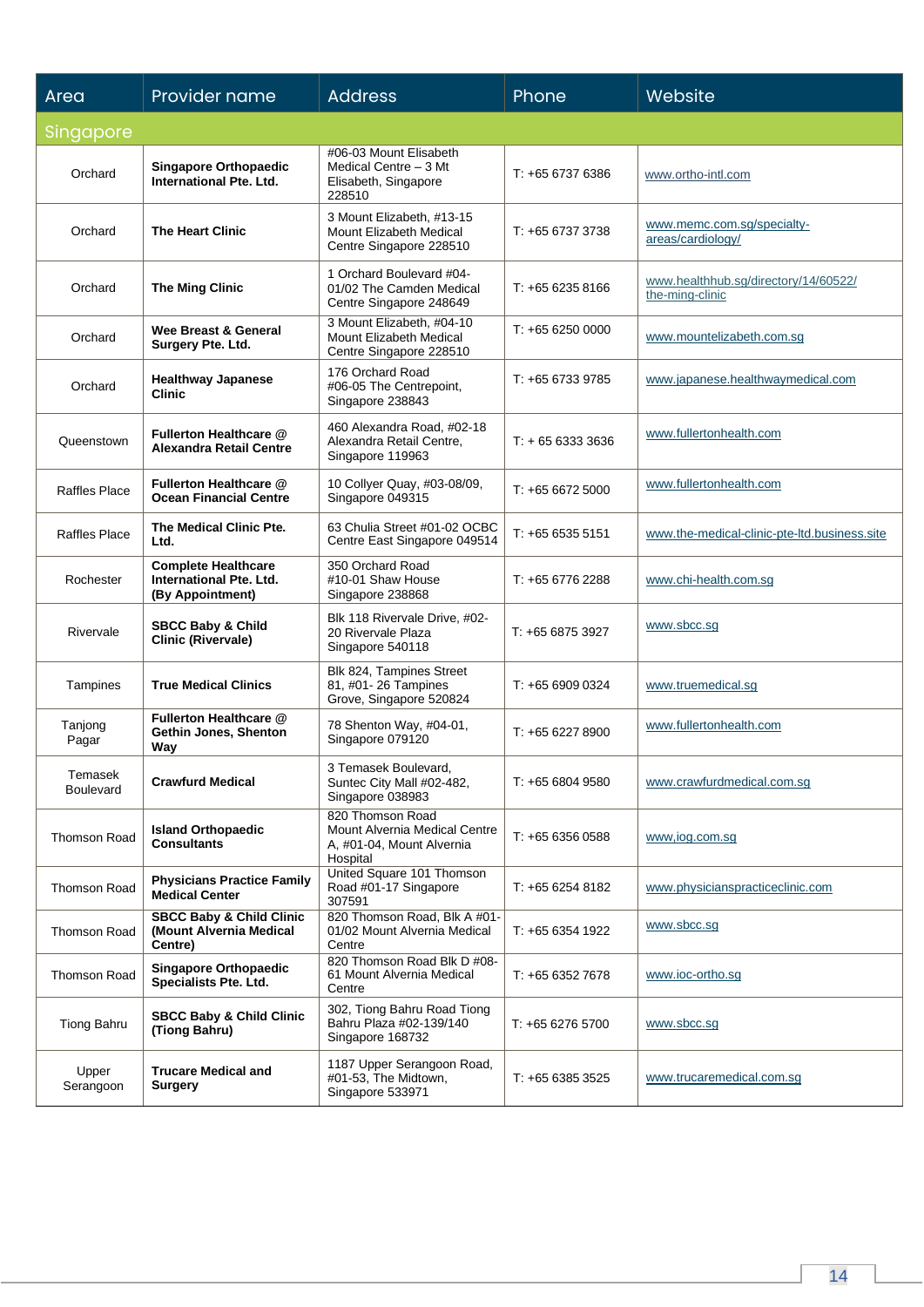| Area | Provider name | Address | Phone | Website |
|---|---|---|---|---|
| Singapore | | | | |
| Orchard | **Singapore Orthopaedic International Pte. Ltd.** | #06-03 Mount Elisabeth Medical Centre – 3 Mt Elisabeth, Singapore 228510 | T: +65 6737 6386 | www.ortho-intl.com |
| Orchard | **The Heart Clinic** | 3 Mount Elizabeth, #13-15 Mount Elizabeth Medical Centre Singapore 228510 | T: +65 6737 3738 | www.memc.com.sg/specialty-areas/cardiology/ |
| Orchard | **The Ming Clinic** | 1 Orchard Boulevard #04-01/02 The Camden Medical Centre Singapore 248649 | T: +65 6235 8166 | www.healthhub.sg/directory/14/60522/the-ming-clinic |
| Orchard | **Wee Breast & General Surgery Pte. Ltd.** | 3 Mount Elizabeth, #04-10 Mount Elizabeth Medical Centre Singapore 228510 | T: +65 6250 0000 | www.mountelizabeth.com.sg |
| Orchard | **Healthway Japanese Clinic** | 176 Orchard Road #06-05 The Centrepoint, Singapore 238843 | T: +65 6733 9785 | www.japanese.healthwaymedical.com |
| Queenstown | **Fullerton Healthcare @ Alexandra Retail Centre** | 460 Alexandra Road, #02-18 Alexandra Retail Centre, Singapore 119963 | T: + 65 6333 3636 | www.fullertonhealth.com |
| Raffles Place | **Fullerton Healthcare @ Ocean Financial Centre** | 10 Collyer Quay, #03-08/09, Singapore 049315 | T: +65 6672 5000 | www.fullertonhealth.com |
| Raffles Place | **The Medical Clinic Pte. Ltd.** | 63 Chulia Street #01-02 OCBC Centre East Singapore 049514 | T: +65 6535 5151 | www.the-medical-clinic-pte-ltd.business.site |
| Rochester | **Complete Healthcare International Pte. Ltd. (By Appointment)** | 350 Orchard Road #10-01 Shaw House Singapore 238868 | T: +65 6776 2288 | www.chi-health.com.sg |
| Rivervale | **SBCC Baby & Child Clinic (Rivervale)** | Blk 118 Rivervale Drive, #02-20 Rivervale Plaza Singapore 540118 | T: +65 6875 3927 | www.sbcc.sg |
| Tampines | **True Medical Clinics** | Blk 824, Tampines Street 81, #01- 26 Tampines Grove, Singapore 520824 | T: +65 6909 0324 | www.truemedical.sg |
| Tanjong Pagar | **Fullerton Healthcare @ Gethin Jones, Shenton Way** | 78 Shenton Way, #04-01, Singapore 079120 | T: +65 6227 8900 | www.fullertonhealth.com |
| Temasek Boulevard | **Crawfurd Medical** | 3 Temasek Boulevard, Suntec City Mall #02-482, Singapore 038983 | T: +65 6804 9580 | www.crawfurdmedical.com.sg |
| Thomson Road | **Island Orthopaedic Consultants** | 820 Thomson Road Mount Alvernia Medical Centre A, #01-04, Mount Alvernia Hospital | T: +65 6356 0588 | www,iog.com.sg |
| Thomson Road | **Physicians Practice Family Medical Center** | United Square 101 Thomson Road #01-17 Singapore 307591 | T: +65 6254 8182 | www.physicianspracticeclinic.com |
| Thomson Road | **SBCC Baby & Child Clinic (Mount Alvernia Medical Centre)** | 820 Thomson Road, Blk A #01-01/02 Mount Alvernia Medical Centre | T: +65 6354 1922 | www.sbcc.sg |
| Thomson Road | **Singapore Orthopaedic Specialists Pte. Ltd.** | 820 Thomson Road Blk D #08-61 Mount Alvernia Medical Centre | T: +65 6352 7678 | www.ioc-ortho.sg |
| Tiong Bahru | **SBCC Baby & Child Clinic (Tiong Bahru)** | 302, Tiong Bahru Road Tiong Bahru Plaza #02-139/140 Singapore 168732 | T: +65 6276 5700 | www.sbcc.sg |
| Upper Serangoon | **Trucare Medical and Surgery** | 1187 Upper Serangoon Road, #01-53, The Midtown, Singapore 533971 | T: +65 6385 3525 | www.trucaremedical.com.sg |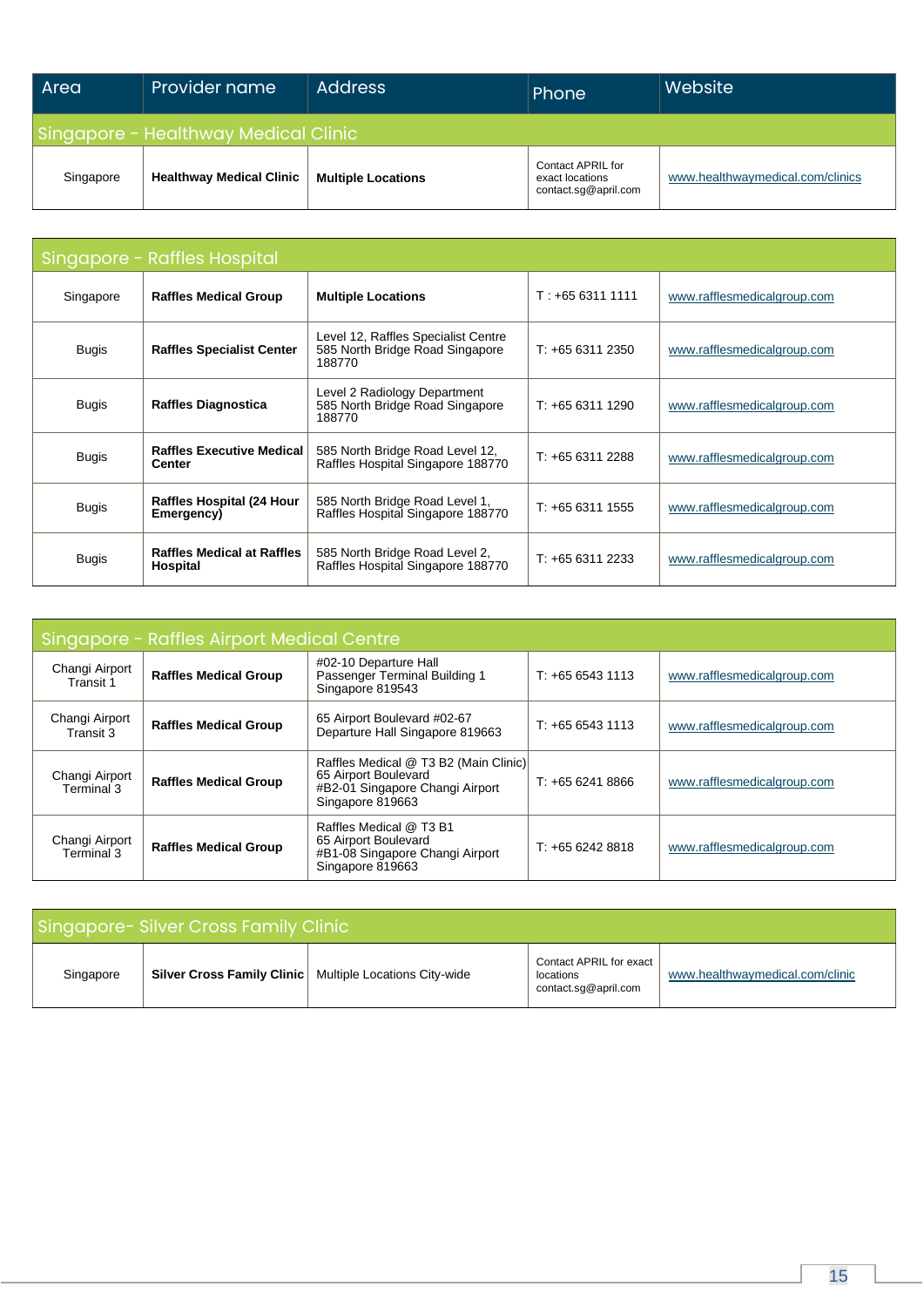| Area | Provider name | Address | Phone | Website |
|---|---|---|---|---|
| **Singapore - Healthway Medical Clinic** | | | | |
| Singapore | **Healthway Medical Clinic** | **Multiple Locations** | Contact APRIL for exact locations contact.sg@april.com | www.healthwaymedical.com/clinics |

| Area | Provider name | Address | Phone | Website |
|---|---|---|---|---|
| **Singapore - Raffles Hospital** | | | | |
| Singapore | **Raffles Medical Group** | **Multiple Locations** | T : +65 6311 1111 | www.rafflesmedicalgroup.com |
| Bugis | **Raffles Specialist Center** | Level 12, Raffles Specialist Centre 585 North Bridge Road Singapore 188770 | T: +65 6311 2350 | www.rafflesmedicalgroup.com |
| Bugis | **Raffles Diagnostica** | Level 2 Radiology Department 585 North Bridge Road Singapore 188770 | T: +65 6311 1290 | www.rafflesmedicalgroup.com |
| Bugis | **Raffles Executive Medical Center** | 585 North Bridge Road Level 12, Raffles Hospital Singapore 188770 | T: +65 6311 2288 | www.rafflesmedicalgroup.com |
| Bugis | **Raffles Hospital (24 Hour Emergency)** | 585 North Bridge Road Level 1, Raffles Hospital Singapore 188770 | T: +65 6311 1555 | www.rafflesmedicalgroup.com |
| Bugis | **Raffles Medical at Raffles Hospital** | 585 North Bridge Road Level 2, Raffles Hospital Singapore 188770 | T: +65 6311 2233 | www.rafflesmedicalgroup.com |

| Area | Provider name | Address | Phone | Website |
|---|---|---|---|---|
| **Singapore - Raffles Airport Medical Centre** | | | | |
| Changi Airport Transit 1 | **Raffles Medical Group** | #02-10 Departure Hall Passenger Terminal Building 1 Singapore 819543 | T: +65 6543 1113 | www.rafflesmedicalgroup.com |
| Changi Airport Transit 3 | **Raffles Medical Group** | 65 Airport Boulevard #02-67 Departure Hall Singapore 819663 | T: +65 6543 1113 | www.rafflesmedicalgroup.com |
| Changi Airport Terminal 3 | **Raffles Medical Group** | Raffles Medical @ T3 B2 (Main Clinic) 65 Airport Boulevard #B2-01 Singapore Changi Airport Singapore 819663 | T: +65 6241 8866 | www.rafflesmedicalgroup.com |
| Changi Airport Terminal 3 | **Raffles Medical Group** | Raffles Medical @ T3 B1 65 Airport Boulevard #B1-08 Singapore Changi Airport Singapore 819663 | T: +65 6242 8818 | www.rafflesmedicalgroup.com |

| Area | Provider name | Address | Phone | Website |
|---|---|---|---|---|
| **Singapore- Silver Cross Family Clinic** | | | | |
| Singapore | **Silver Cross Family Clinic** | Multiple Locations City-wide | Contact APRIL for exact locations contact.sg@april.com | www.healthwaymedical.com/clinic |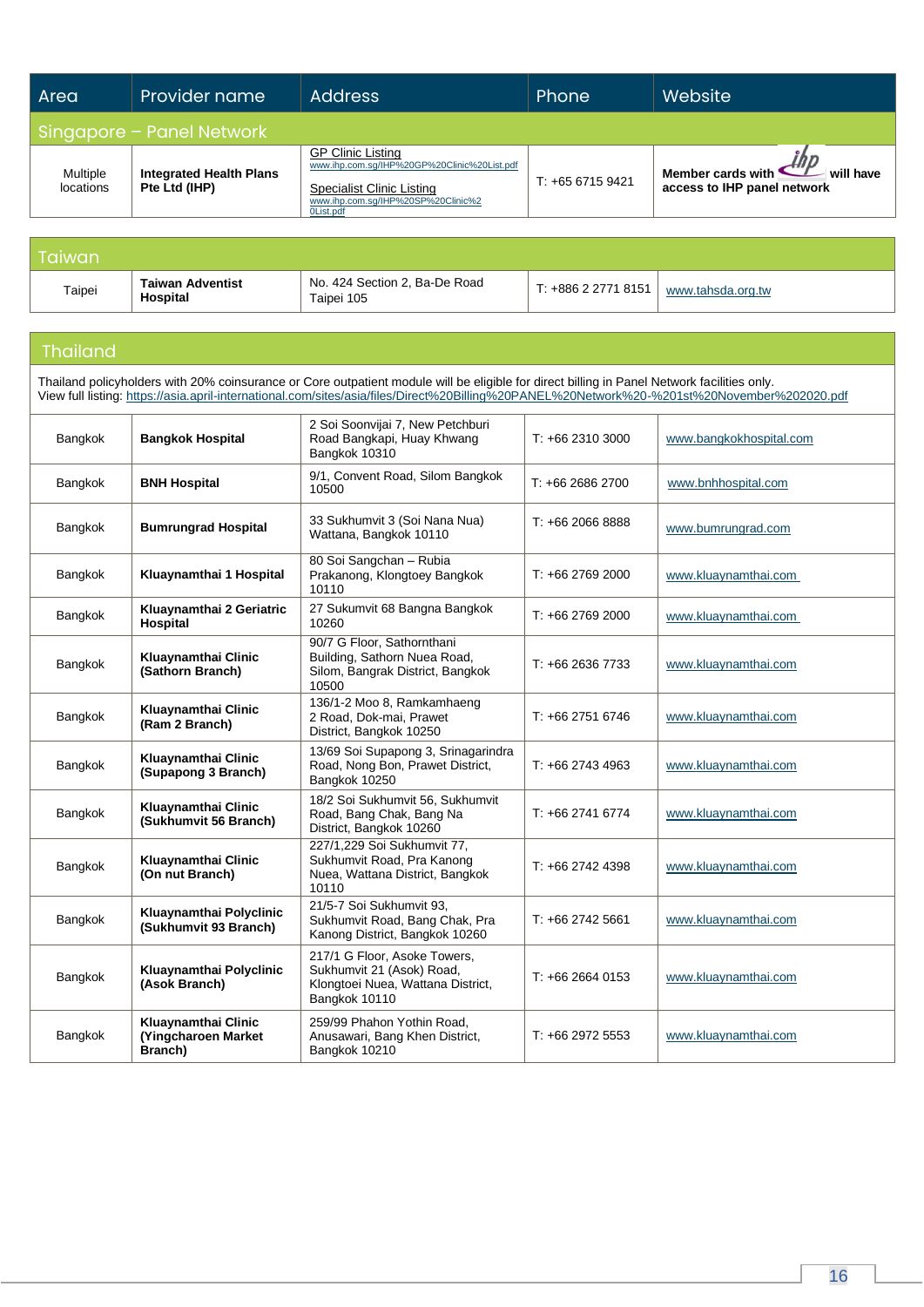| Area | Provider name | Address | Phone | Website |
|---|---|---|---|---|
| **Singapore – Panel Network** | | | | |
| Multiple locations | **Integrated Health Plans Pte Ltd (IHP)** | GP Clinic Listing www.ihp.com.sg/IHP%20GP%20Clinic%20List.pdf<br>Specialist Clinic Listing www.ihp.com.sg/IHP%20SP%20Clinic%20List.pdf | T: +65 6715 9421 | **Member cards with ihp will have access to IHP panel network** |

| Area | Provider name | Address | Phone | Website |
|---|---|---|---|---|
| **Taiwan** | | | | |
| Taipei | **Taiwan Adventist Hospital** | No. 424 Section 2, Ba-De Road Taipei 105 | T: +886 2 2771 8151 | www.tahsda.org.tw |

## Thailand

Thailand policyholders with 20% coinsurance or Core outpatient module will be eligible for direct billing in Panel Network facilities only.
View full listing: https://asia.april-international.com/sites/asia/files/Direct%20Billing%20PANEL%20Network%20-%201st%20November%202020.pdf

| Area | Provider name | Address | Phone | Website |
|---|---|---|---|---|
| Bangkok | **Bangkok Hospital** | 2 Soi Soonvijai 7, New Petchburi Road Bangkapi, Huay Khwang Bangkok 10310 | T: +66 2310 3000 | www.bangkokhospital.com |
| Bangkok | **BNH Hospital** | 9/1, Convent Road, Silom Bangkok 10500 | T: +66 2686 2700 | www.bnhhospital.com |
| Bangkok | **Bumrungrad Hospital** | 33 Sukhumvit 3 (Soi Nana Nua) Wattana, Bangkok 10110 | T: +66 2066 8888 | www.bumrungrad.com |
| Bangkok | **Kluaynamthai 1 Hospital** | 80 Soi Sangchan – Rubia Prakanong, Klongtoey Bangkok 10110 | T: +66 2769 2000 | www.kluaynamthai.com |
| Bangkok | **Kluaynamthai 2 Geriatric Hospital** | 27 Sukumvit 68 Bangna Bangkok 10260 | T: +66 2769 2000 | www.kluaynamthai.com |
| Bangkok | **Kluaynamthai Clinic (Sathorn Branch)** | 90/7 G Floor, Sathornthani Building, Sathorn Nuea Road, Silom, Bangrak District, Bangkok 10500 | T: +66 2636 7733 | www.kluaynamthai.com |
| Bangkok | **Kluaynamthai Clinic (Ram 2 Branch)** | 136/1-2 Moo 8, Ramkamhaeng 2 Road, Dok-mai, Prawet District, Bangkok 10250 | T: +66 2751 6746 | www.kluaynamthai.com |
| Bangkok | **Kluaynamthai Clinic (Supapong 3 Branch)** | 13/69 Soi Supapong 3, Srinagarindra Road, Nong Bon, Prawet District, Bangkok 10250 | T: +66 2743 4963 | www.kluaynamthai.com |
| Bangkok | **Kluaynamthai Clinic (Sukhumvit 56 Branch)** | 18/2 Soi Sukhumvit 56, Sukhumvit Road, Bang Chak, Bang Na District, Bangkok 10260 | T: +66 2741 6774 | www.kluaynamthai.com |
| Bangkok | **Kluaynamthai Clinic (On nut Branch)** | 227/1,229 Soi Sukhumvit 77, Sukhumvit Road, Pra Kanong Nuea, Wattana District, Bangkok 10110 | T: +66 2742 4398 | www.kluaynamthai.com |
| Bangkok | **Kluaynamthai Polyclinic (Sukhumvit 93 Branch)** | 21/5-7 Soi Sukhumvit 93, Sukhumvit Road, Bang Chak, Pra Kanong District, Bangkok 10260 | T: +66 2742 5661 | www.kluaynamthai.com |
| Bangkok | **Kluaynamthai Polyclinic (Asok Branch)** | 217/1 G Floor, Asoke Towers, Sukhumvit 21 (Asok) Road, Klongtoei Nuea, Wattana District, Bangkok 10110 | T: +66 2664 0153 | www.kluaynamthai.com |
| Bangkok | **Kluaynamthai Clinic (Yingcharoen Market Branch)** | 259/99 Phahon Yothin Road, Anusawari, Bang Khen District, Bangkok 10210 | T: +66 2972 5553 | www.kluaynamthai.com |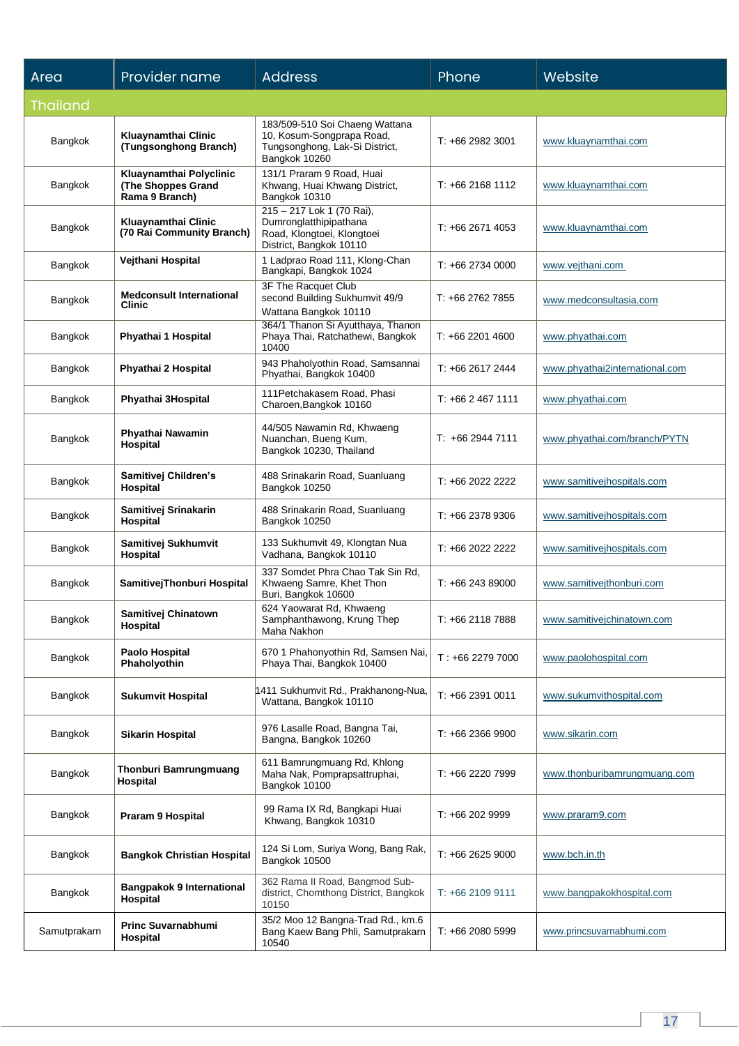| Area | Provider name | Address | Phone | Website |
|---|---|---|---|---|
| **Thailand** | | | | |
| Bangkok | **Kluaynamthai Clinic (Tungsonghong Branch)** | 183/509-510 Soi Chaeng Wattana 10, Kosum-Songprapa Road, Tungsonghong, Lak-Si District, Bangkok 10260 | T: +66 2982 3001 | www.kluaynamthai.com |
| Bangkok | **Kluaynamthai Polyclinic (The Shoppes Grand Rama 9 Branch)** | 131/1 Praram 9 Road, Huai Khwang, Huai Khwang District, Bangkok 10310 | T: +66 2168 1112 | www.kluaynamthai.com |
| Bangkok | **Kluaynamthai Clinic (70 Rai Community Branch)** | 215 – 217 Lok 1 (70 Rai), Dumronglatthipipathana Road, Klongtoei, Klongtoei District, Bangkok 10110 | T: +66 2671 4053 | www.kluaynamthai.com |
| Bangkok | **Vejthani Hospital** | 1 Ladprao Road 111, Klong-Chan Bangkapi, Bangkok 1024 | T: +66 2734 0000 | www.vejthani.com |
| Bangkok | **Medconsult International Clinic** | 3F The Racquet Club second Building Sukhumvit 49/9 Wattana Bangkok 10110 | T: +66 2762 7855 | www.medconsultasia.com |
| Bangkok | **Phyathai 1 Hospital** | 364/1 Thanon Si Ayutthaya, Thanon Phaya Thai, Ratchathewi, Bangkok 10400 | T: +66 2201 4600 | www.phyathai.com |
| Bangkok | **Phyathai 2 Hospital** | 943 Phaholyothin Road, Samsannai Phyathai, Bangkok 10400 | T: +66 2617 2444 | www.phyathai2international.com |
| Bangkok | **Phyathai 3Hospital** | 111Petchakasem Road, Phasi Charoen,Bangkok 10160 | T: +66 2 467 1111 | www.phyathai.com |
| Bangkok | **Phyathai Nawamin Hospital** | 44/505 Nawamin Rd, Khwaeng Nuanchan, Bueng Kum, Bangkok 10230, Thailand | T: +66 2944 7111 | www.phyathai.com/branch/PYTN |
| Bangkok | **Samitivej Children's Hospital** | 488 Srinakarin Road, Suanluang Bangkok 10250 | T: +66 2022 2222 | www.samitivejhospitals.com |
| Bangkok | **Samitivej Srinakarin Hospital** | 488 Srinakarin Road, Suanluang Bangkok 10250 | T: +66 2378 9306 | www.samitivejhospitals.com |
| Bangkok | **Samitivej Sukhumvit Hospital** | 133 Sukhumvit 49, Klongtan Nua Vadhana, Bangkok 10110 | T: +66 2022 2222 | www.samitivejhospitals.com |
| Bangkok | **SamitivejThonburi Hospital** | 337 Somdet Phra Chao Tak Sin Rd, Khwaeng Samre, Khet Thon Buri, Bangkok 10600 | T: +66 243 89000 | www.samitivejthonburi.com |
| Bangkok | **Samitivej Chinatown Hospital** | 624 Yaowarat Rd, Khwaeng Samphanthawong, Krung Thep Maha Nakhon | T: +66 2118 7888 | www.samitivejchinatown.com |
| Bangkok | **Paolo Hospital Phaholyothin** | 670 1 Phahonyothin Rd, Samsen Nai, Phaya Thai, Bangkok 10400 | T : +66 2279 7000 | www.paolohospital.com |
| Bangkok | **Sukumvit Hospital** | 1411 Sukhumvit Rd., Prakhanong-Nua, Wattana, Bangkok 10110 | T: +66 2391 0011 | www.sukumvithospital.com |
| Bangkok | **Sikarin Hospital** | 976 Lasalle Road, Bangna Tai, Bangna, Bangkok 10260 | T: +66 2366 9900 | www.sikarin.com |
| Bangkok | **Thonburi Bamrungmuang Hospital** | 611 Bamrungmuang Rd, Khlong Maha Nak, Pomprapsattruphai, Bangkok 10100 | T: +66 2220 7999 | www.thonburibamrungmuang.com |
| Bangkok | **Praram 9 Hospital** | 99 Rama IX Rd, Bangkapi Huai Khwang, Bangkok 10310 | T: +66 202 9999 | www.praram9.com |
| Bangkok | **Bangkok Christian Hospital** | 124 Si Lom, Suriya Wong, Bang Rak, Bangkok 10500 | T: +66 2625 9000 | www.bch.in.th |
| Bangkok | **Bangpakok 9 International Hospital** | 362 Rama II Road, Bangmod Sub-district, Chomthong District, Bangkok 10150 | T: +66 2109 9111 | www.bangpakokhospital.com |
| Samutprakarn | **Princ Suvarnabhumi Hospital** | 35/2 Moo 12 Bangna-Trad Rd., km.6 Bang Kaew Bang Phli, Samutprakarn 10540 | T: +66 2080 5999 | www.princsuvarnabhumi.com |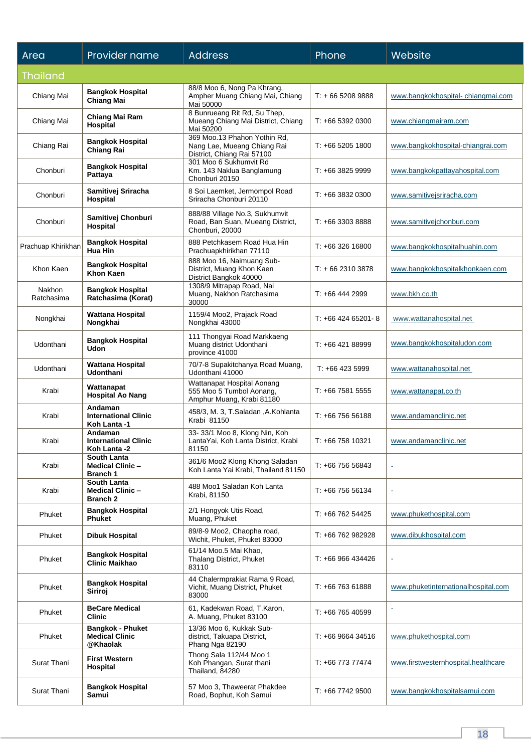| Area | Provider name | Address | Phone | Website |
|---|---|---|---|---|
| Thailand | | | | |
| Chiang Mai | **Bangkok Hospital Chiang Mai** | 88/8 Moo 6, Nong Pa Khrang, Ampher Muang Chiang Mai, Chiang Mai 50000 | T: + 66 5208 9888 | www.bangkokhospital- chiangmai.com |
| Chiang Mai | **Chiang Mai Ram Hospital** | 8 Bunrueang Rit Rd, Su Thep, Mueang Chiang Mai District, Chiang Mai 50200 | T: +66 5392 0300 | www.chiangmairam.com |
| Chiang Rai | **Bangkok Hospital Chiang Rai** | 369 Moo.13 Phahon Yothin Rd, Nang Lae, Mueang Chiang Rai District, Chiang Rai 57100 | T: +66 5205 1800 | www.bangkokhospital-chiangrai.com |
| Chonburi | **Bangkok Hospital Pattaya** | 301 Moo 6 Sukhumvit Rd Km. 143 Naklua Banglamung Chonburi 20150 | T: +66 3825 9999 | www.bangkokpattayahospital.com |
| Chonburi | **Samitivej Sriracha Hospital** | 8 Soi Laemket, Jermompol Road Sriracha Chonburi 20110 | T: +66 3832 0300 | www.samitivejsriracha.com |
| Chonburi | **Samitivej Chonburi Hospital** | 888/88 Village No.3, Sukhumvit Road, Ban Suan, Mueang District, Chonburi, 20000 | T: +66 3303 8888 | www.samitivejchonburi.com |
| Prachuap Khirikhan | **Bangkok Hospital Hua Hin** | 888 Petchkasem Road Hua Hin Prachuapkhirikhan 77110 | T: +66 326 16800 | www.bangkokhospitalhuahin.com |
| Khon Kaen | **Bangkok Hospital Khon Kaen** | 888 Moo 16, Naimuang Sub-District, Muang Khon Kaen District Bangkok 40000 | T: + 66 2310 3878 | www.bangkokhospitalkhonkaen.com |
| Nakhon Ratchasima | **Bangkok Hospital Ratchasima (Korat)** | 1308/9 Mitrapap Road, Nai Muang, Nakhon Ratchasima 30000 | T: +66 444 2999 | www.bkh.co.th |
| Nongkhai | **Wattana Hospital Nongkhai** | 1159/4 Moo2, Prajack Road Nongkhai 43000 | T: +66 424 65201- 8 | www.wattanahospital.net |
| Udonthani | **Bangkok Hospital Udon** | 111 Thongyai Road Markkaeng Muang district Udonthani province 41000 | T: +66 421 88999 | www.bangkokhospitaludon.com |
| Udonthani | **Wattana Hospital Udonthani** | 70/7-8 Supakitchanya Road Muang, Udonthani 41000 | T: +66 423 5999 | www.wattanahospital.net |
| Krabi | **Wattanapat Hospital Ao Nang** | Wattanapat Hospital Aonang 555 Moo 5 Tumbol Aonang, Amphur Muang, Krabi 81180 | T: +66 7581 5555 | www.wattanapat.co.th |
| Krabi | **Andaman International Clinic Koh Lanta -1** | 458/3, M. 3, T.Saladan ,A.Kohlanta Krabi 81150 | T: +66 756 56188 | www.andamanclinic.net |
| Krabi | **Andaman International Clinic Koh Lanta -2** | 33- 33/1 Moo 8, Klong Nin, Koh LantaYai, Koh Lanta District, Krabi 81150 | T: +66 758 10321 | www.andamanclinic.net |
| Krabi | **South Lanta Medical Clinic – Branch 1** | 361/6 Moo2 Klong Khong Saladan Koh Lanta Yai Krabi, Thailand 81150 | T: +66 756 56843 | - |
| Krabi | **South Lanta Medical Clinic – Branch 2** | 488 Moo1 Saladan Koh Lanta Krabi, 81150 | T: +66 756 56134 | - |
| Phuket | **Bangkok Hospital Phuket** | 2/1 Hongyok Utis Road, Muang, Phuket | T: +66 762 54425 | www.phukethospital.com |
| Phuket | **Dibuk Hospital** | 89/8-9 Moo2, Chaopha road, Wichit, Phuket, Phuket 83000 | T: +66 762 982928 | www.dibukhospital.com |
| Phuket | **Bangkok Hospital Clinic Maikhao** | 61/14 Moo.5 Mai Khao, Thalang District, Phuket 83110 | T: +66 966 434426 | - |
| Phuket | **Bangkok Hospital Siriroj** | 44 Chalermprakiat Rama 9 Road, Vichit, Muang District, Phuket 83000 | T: +66 763 61888 | www.phuketinternationalhospital.com |
| Phuket | **BeCare Medical Clinic** | 61, Kadekwan Road, T.Karon, A. Muang, Phuket 83100 | T: +66 765 40599 | - |
| Phuket | **Bangkok - Phuket Medical Clinic @Khaolak** | 13/36 Moo 6, Kukkak Sub-district, Takuapa District, Phang Nga 82190 | T: +66 9664 34516 | www.phukethospital.com |
| Surat Thani | **First Western Hospital** | Thong Sala 112/44 Moo 1 Koh Phangan, Surat thani Thailand, 84280 | T: +66 773 77474 | www.firstwesternhospital.healthcare |
| Surat Thani | **Bangkok Hospital Samui** | 57 Moo 3, Thaweerat Phakdee Road, Bophut, Koh Samui | T: +66 7742 9500 | www.bangkokhospitalsamui.com |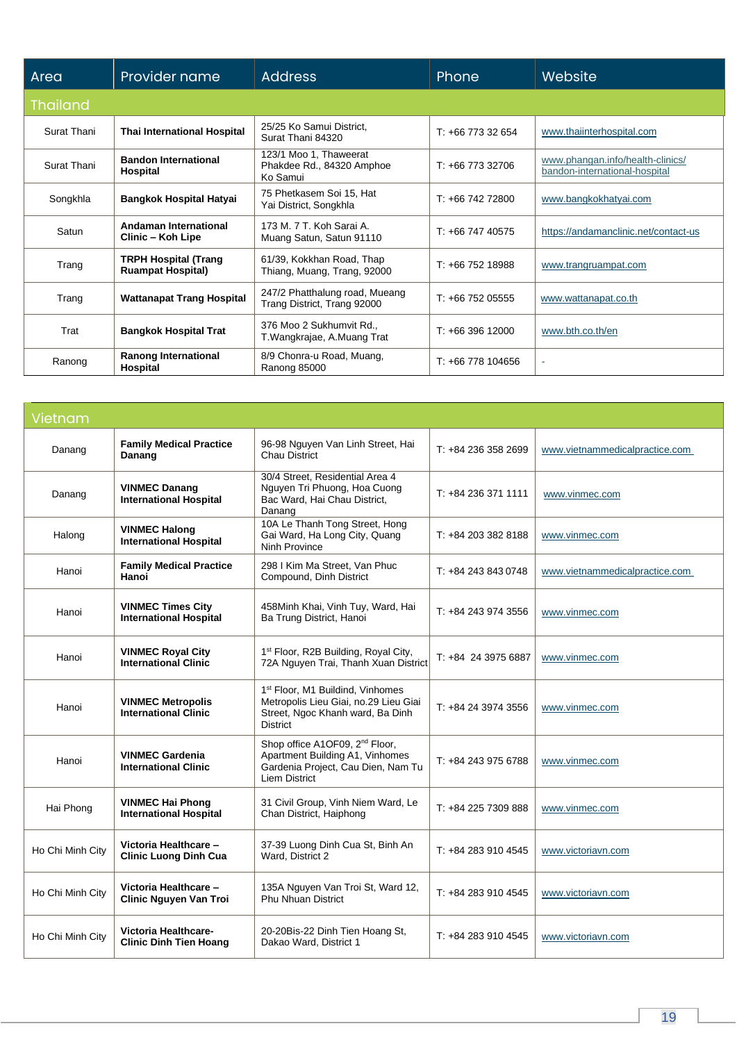| Area | Provider name | Address | Phone | Website |
|---|---|---|---|---|
| **Thailand** | | | | |
| Surat Thani | **Thai International Hospital** | 25/25 Ko Samui District, Surat Thani 84320 | T: +66 773 32 654 | www.thaiinterhospital.com |
| Surat Thani | **Bandon International Hospital** | 123/1 Moo 1, Thaweerat Phakdee Rd., 84320 Amphoe Ko Samui | T: +66 773 32706 | www.phangan.info/health-clinics/bandon-international-hospital |
| Songkhla | **Bangkok Hospital Hatyai** | 75 Phetkasem Soi 15, Hat Yai District, Songkhla | T: +66 742 72800 | www.bangkokhatyai.com |
| Satun | **Andaman International Clinic – Koh Lipe** | 173 M. 7 T. Koh Sarai A. Muang Satun, Satun 91110 | T: +66 747 40575 | https://andamanclinic.net/contact-us |
| Trang | **TRPH Hospital (Trang Ruampat Hospital)** | 61/39, Kokkhan Road, Thap Thiang, Muang, Trang, 92000 | T: +66 752 18988 | www.trangruampat.com |
| Trang | **Wattanapat Trang Hospital** | 247/2 Phatthalung road, Mueang Trang District, Trang 92000 | T: +66 752 05555 | www.wattanapat.co.th |
| Trat | **Bangkok Hospital Trat** | 376 Moo 2 Sukhumvit Rd., T.Wangkrajae, A.Muang Trat | T: +66 396 12000 | www.bth.co.th/en |
| Ranong | **Ranong International Hospital** | 8/9 Chonra-u Road, Muang, Ranong 85000 | T: +66 778 104656 | - |

| Area | Provider name | Address | Phone | Website |
|---|---|---|---|---|
| **Vietnam** | | | | |
| Danang | **Family Medical Practice Danang** | 96-98 Nguyen Van Linh Street, Hai Chau District | T: +84 236 358 2699 | www.vietnammedicalpractice.com |
| Danang | **VINMEC Danang International Hospital** | 30/4 Street, Residential Area 4 Nguyen Tri Phuong, Hoa Cuong Bac Ward, Hai Chau District, Danang | T: +84 236 371 1111 | www.vinmec.com |
| Halong | **VINMEC Halong International Hospital** | 10A Le Thanh Tong Street, Hong Gai Ward, Ha Long City, Quang Ninh Province | T: +84 203 382 8188 | www.vinmec.com |
| Hanoi | **Family Medical Practice Hanoi** | 298 I Kim Ma Street, Van Phuc Compound, Dinh District | T: +84 243 843 0748 | www.vietnammedicalpractice.com |
| Hanoi | **VINMEC Times City International Hospital** | 458Minh Khai, Vinh Tuy, Ward, Hai Ba Trung District, Hanoi | T: +84 243 974 3556 | www.vinmec.com |
| Hanoi | **VINMEC Royal City International Clinic** | 1st Floor, R2B Building, Royal City, 72A Nguyen Trai, Thanh Xuan District | T: +84 24 3975 6887 | www.vinmec.com |
| Hanoi | **VINMEC Metropolis International Clinic** | 1st Floor, M1 Buildind, Vinhomes Metropolis Lieu Giai, no.29 Lieu Giai Street, Ngoc Khanh ward, Ba Dinh District | T: +84 24 3974 3556 | www.vinmec.com |
| Hanoi | **VINMEC Gardenia International Clinic** | Shop office A1OF09, 2nd Floor, Apartment Building A1, Vinhomes Gardenia Project, Cau Dien, Nam Tu Liem District | T: +84 243 975 6788 | www.vinmec.com |
| Hai Phong | **VINMEC Hai Phong International Hospital** | 31 Civil Group, Vinh Niem Ward, Le Chan District, Haiphong | T: +84 225 7309 888 | www.vinmec.com |
| Ho Chi Minh City | **Victoria Healthcare – Clinic Luong Dinh Cua** | 37-39 Luong Dinh Cua St, Binh An Ward, District 2 | T: +84 283 910 4545 | www.victoriavn.com |
| Ho Chi Minh City | **Victoria Healthcare – Clinic Nguyen Van Troi** | 135A Nguyen Van Troi St, Ward 12, Phu Nhuan District | T: +84 283 910 4545 | www.victoriavn.com |
| Ho Chi Minh City | **Victoria Healthcare- Clinic Dinh Tien Hoang** | 20-20Bis-22 Dinh Tien Hoang St, Dakao Ward, District 1 | T: +84 283 910 4545 | www.victoriavn.com |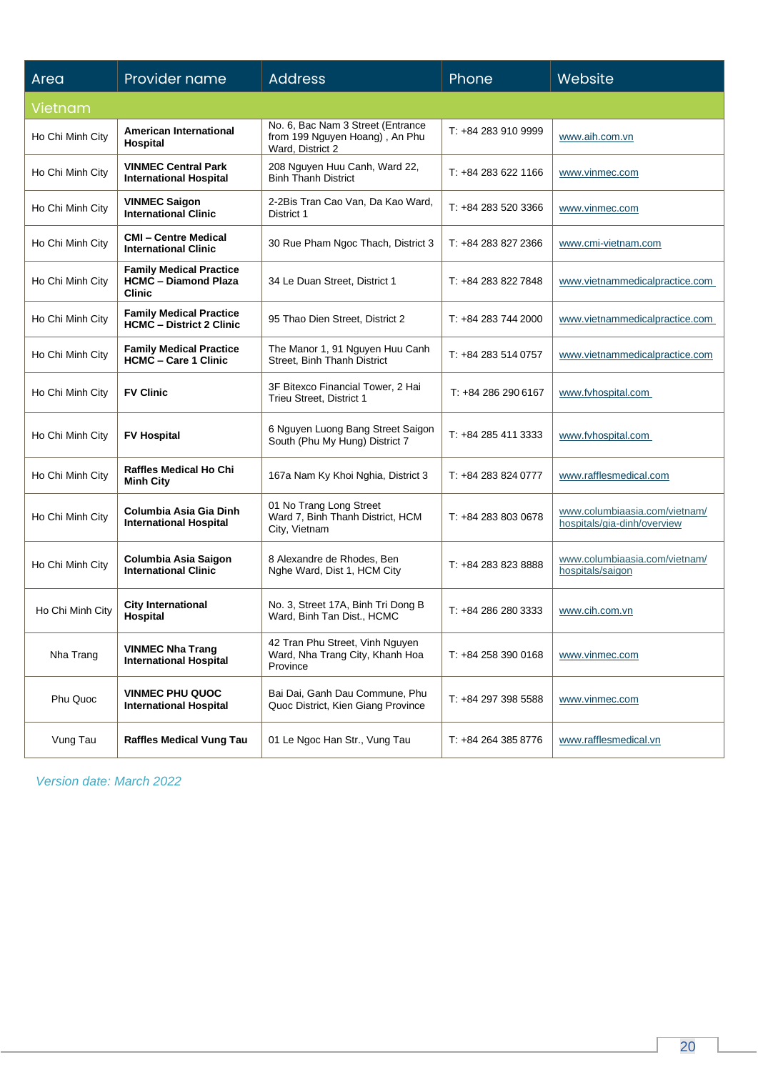| Area | Provider name | Address | Phone | Website |
|---|---|---|---|---|
| **Vietnam** | | | | |
| Ho Chi Minh City | **American International Hospital** | No. 6, Bac Nam 3 Street (Entrance from 199 Nguyen Hoang) , An Phu Ward, District 2 | T: +84 283 910 9999 | www.aih.com.vn |
| Ho Chi Minh City | **VINMEC Central Park International Hospital** | 208 Nguyen Huu Canh, Ward 22, Binh Thanh District | T: +84 283 622 1166 | www.vinmec.com |
| Ho Chi Minh City | **VINMEC Saigon International Clinic** | 2-2Bis Tran Cao Van, Da Kao Ward, District 1 | T: +84 283 520 3366 | www.vinmec.com |
| Ho Chi Minh City | **CMI – Centre Medical International Clinic** | 30 Rue Pham Ngoc Thach, District 3 | T: +84 283 827 2366 | www.cmi-vietnam.com |
| Ho Chi Minh City | **Family Medical Practice HCMC – Diamond Plaza Clinic** | 34 Le Duan Street, District 1 | T: +84 283 822 7848 | www.vietnammedicalpractice.com |
| Ho Chi Minh City | **Family Medical Practice HCMC – District 2 Clinic** | 95 Thao Dien Street, District 2 | T: +84 283 744 2000 | www.vietnammedicalpractice.com |
| Ho Chi Minh City | **Family Medical Practice HCMC – Care 1 Clinic** | The Manor 1, 91 Nguyen Huu Canh Street, Binh Thanh District | T: +84 283 514 0757 | www.vietnammedicalpractice.com |
| Ho Chi Minh City | **FV Clinic** | 3F Bitexco Financial Tower, 2 Hai Trieu Street, District 1 | T: +84 286 290 6167 | www.fvhospital.com |
| Ho Chi Minh City | **FV Hospital** | 6 Nguyen Luong Bang Street Saigon South (Phu My Hung) District 7 | T: +84 285 411 3333 | www.fvhospital.com |
| Ho Chi Minh City | **Raffles Medical Ho Chi Minh City** | 167a Nam Ky Khoi Nghia, District 3 | T: +84 283 824 0777 | www.rafflesmedical.com |
| Ho Chi Minh City | **Columbia Asia Gia Dinh International Hospital** | 01 No Trang Long Street Ward 7, Binh Thanh District, HCM City, Vietnam | T: +84 283 803 0678 | www.columbiaasia.com/vietnam/hospitals/gia-dinh/overview |
| Ho Chi Minh City | **Columbia Asia Saigon International Clinic** | 8 Alexandre de Rhodes, Ben Nghe Ward, Dist 1, HCM City | T: +84 283 823 8888 | www.columbiaasia.com/vietnam/hospitals/saigon |
| Ho Chi Minh City | **City International Hospital** | No. 3, Street 17A, Binh Tri Dong B Ward, Binh Tan Dist., HCMC | T: +84 286 280 3333 | www.cih.com.vn |
| Nha Trang | **VINMEC Nha Trang International Hospital** | 42 Tran Phu Street, Vinh Nguyen Ward, Nha Trang City, Khanh Hoa Province | T: +84 258 390 0168 | www.vinmec.com |
| Phu Quoc | **VINMEC PHU QUOC International Hospital** | Bai Dai, Ganh Dau Commune, Phu Quoc District, Kien Giang Province | T: +84 297 398 5588 | www.vinmec.com |
| Vung Tau | **Raffles Medical Vung Tau** | 01 Le Ngoc Han Str., Vung Tau | T: +84 264 385 8776 | www.rafflesmedical.vn |

*Version date: March 2022*